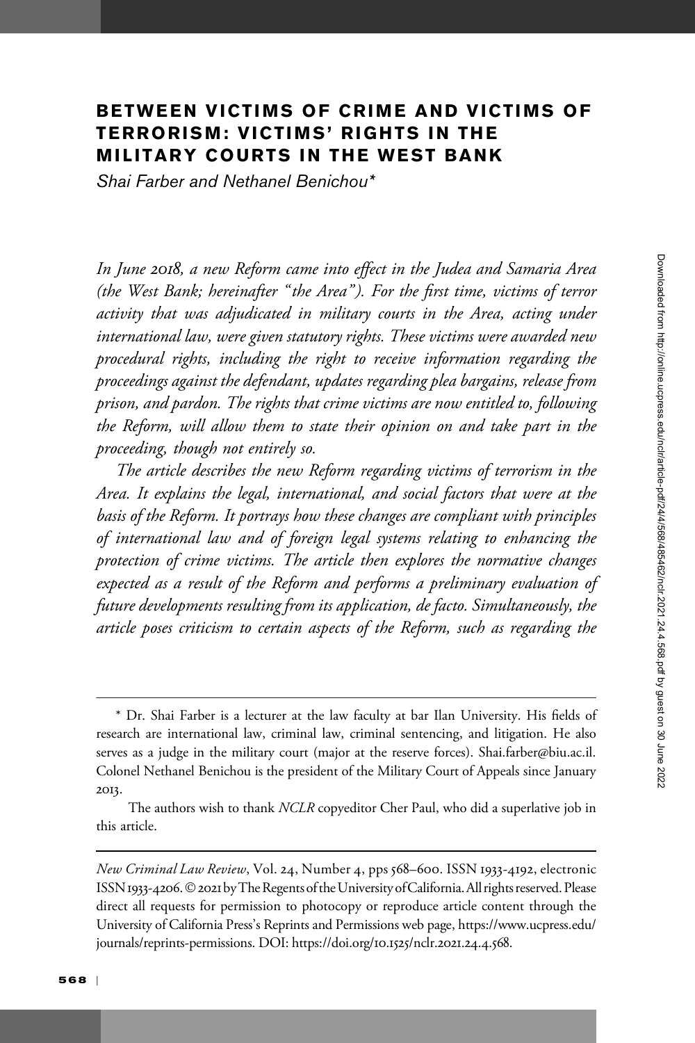# BETWEEN VICTIMS OF CRIME AND VICTIMS OF TERRORISM: VICTIMS' RIGHTS IN THE MILITARY COURTS IN THE WEST BANK

*Shai Farber and Nethanel Benichou**

*In June 2018, a new Reform came into effect in the Judea and Samaria Area (the West Bank; hereinafter "the Area"). For the first time, victims of terror activity that was adjudicated in military courts in the Area, acting under international law, were given statutory rights. These victims were awarded new procedural rights, including the right to receive information regarding the proceedings against the defendant, updates regarding plea bargains, release from prison, and pardon. The rights that crime victims are now entitled to, following the Reform, will allow them to state their opinion on and take part in the proceeding, though not entirely so.*

*The article describes the new Reform regarding victims of terrorism in the Area. It explains the legal, international, and social factors that were at the basis of the Reform. It portrays how these changes are compliant with principles of international law and of foreign legal systems relating to enhancing the protection of crime victims. The article then explores the normative changes expected as a result of the Reform and performs a preliminary evaluation of future developments resulting from its application, de facto. Simultaneously, the article poses criticism to certain aspects of the Reform, such as regarding the*

---

\* Dr. Shai Farber is a lecturer at the law faculty at bar Ilan University. His fields of research are international law, criminal law, criminal sentencing, and litigation. He also serves as a judge in the military court (major at the reserve forces). Shai.farber@biu.ac.il. Colonel Nethanel Benichou is the president of the Military Court of Appeals since January 2013.

The authors wish to thank *NCLR* copyeditor Cher Paul, who did a superlative job in this article.

*New Criminal Law Review*, Vol. 24, Number 4, pps 568–600. ISSN 1933-4192, electronic ISSN 1933-4206. © 2021 by The Regents of the University of California. All rights reserved. Please direct all requests for permission to photocopy or reproduce article content through the University of California Press's Reprints and Permissions web page, https://www.ucpress.edu/journals/reprints-permissions. DOI: https://doi.org/10.1525/nclr.2021.24.4.568.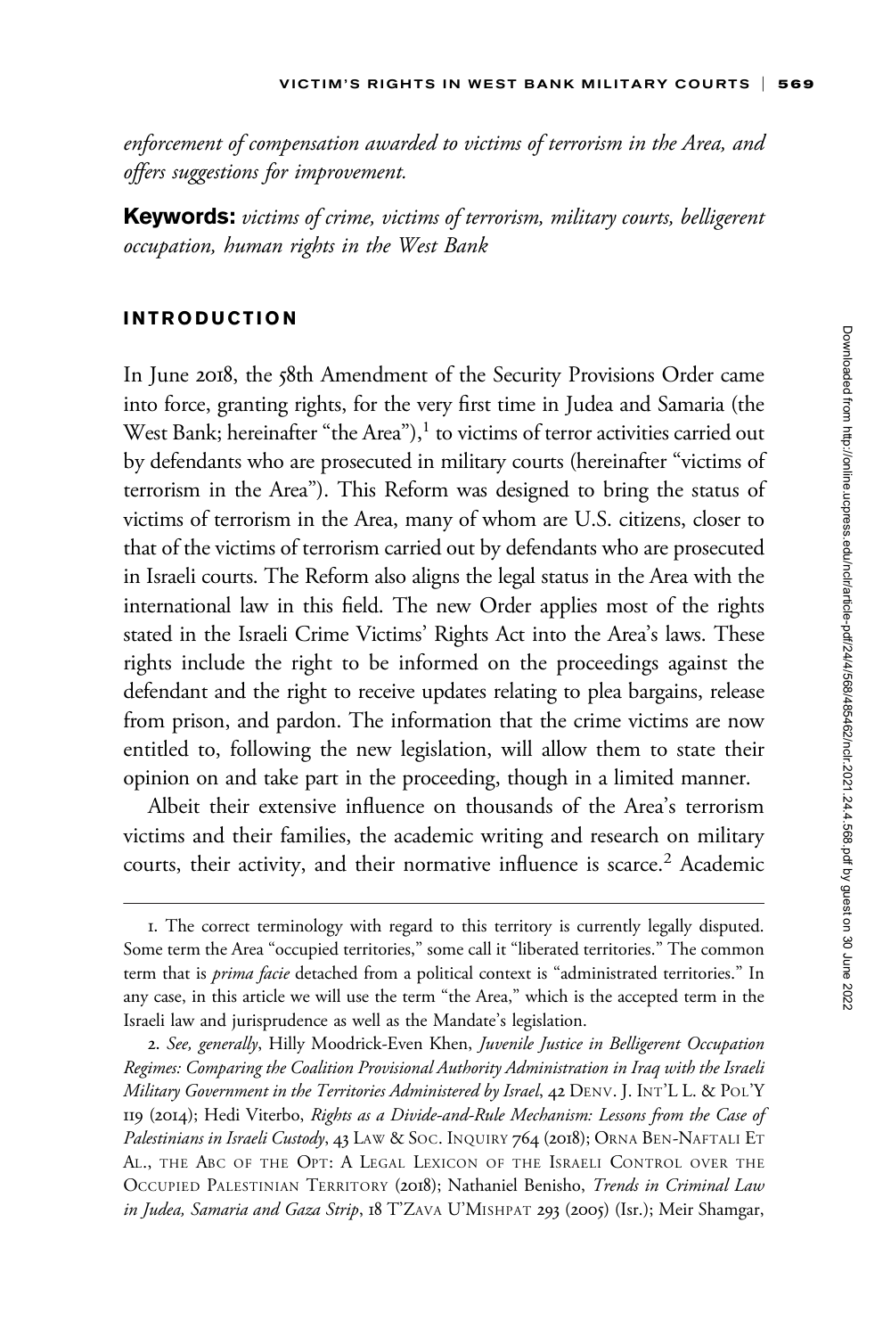*enforcement of compensation awarded to victims of terrorism in the Area, and offers suggestions for improvement.*

**Keywords:** *victims of crime, victims of terrorism, military courts, belligerent occupation, human rights in the West Bank*

## INTRODUCTION

In June 2018, the 58th Amendment of the Security Provisions Order came into force, granting rights, for the very first time in Judea and Samaria (the West Bank; hereinafter "the Area"),[1] to victims of terror activities carried out by defendants who are prosecuted in military courts (hereinafter "victims of terrorism in the Area"). This Reform was designed to bring the status of victims of terrorism in the Area, many of whom are U.S. citizens, closer to that of the victims of terrorism carried out by defendants who are prosecuted in Israeli courts. The Reform also aligns the legal status in the Area with the international law in this field. The new Order applies most of the rights stated in the Israeli Crime Victims' Rights Act into the Area's laws. These rights include the right to be informed on the proceedings against the defendant and the right to receive updates relating to plea bargains, release from prison, and pardon. The information that the crime victims are now entitled to, following the new legislation, will allow them to state their opinion on and take part in the proceeding, though in a limited manner.

Albeit their extensive influence on thousands of the Area's terrorism victims and their families, the academic writing and research on military courts, their activity, and their normative influence is scarce.[2] Academic

---

1. The correct terminology with regard to this territory is currently legally disputed. Some term the Area "occupied territories," some call it "liberated territories." The common term that is *prima facie* detached from a political context is "administrated territories." In any case, in this article we will use the term "the Area," which is the accepted term in the Israeli law and jurisprudence as well as the Mandate's legislation.

2. *See, generally*, Hilly Moodrick-Even Khen, *Juvenile Justice in Belligerent Occupation Regimes: Comparing the Coalition Provisional Authority Administration in Iraq with the Israeli Military Government in the Territories Administered by Israel*, 42 DENV. J. INT'L L. & POL'Y 119 (2014); Hedi Viterbo, *Rights as a Divide-and-Rule Mechanism: Lessons from the Case of Palestinians in Israeli Custody*, 43 LAW & SOC. INQUIRY 764 (2018); ORNA BEN-NAFTALI ET AL., THE ABC OF THE OPT: A LEGAL LEXICON OF THE ISRAELI CONTROL OVER THE OCCUPIED PALESTINIAN TERRITORY (2018); Nathaniel Benisho, *Trends in Criminal Law in Judea, Samaria and Gaza Strip*, 18 T'ZAVA U'MISHPAT 293 (2005) (Isr.); Meir Shamgar,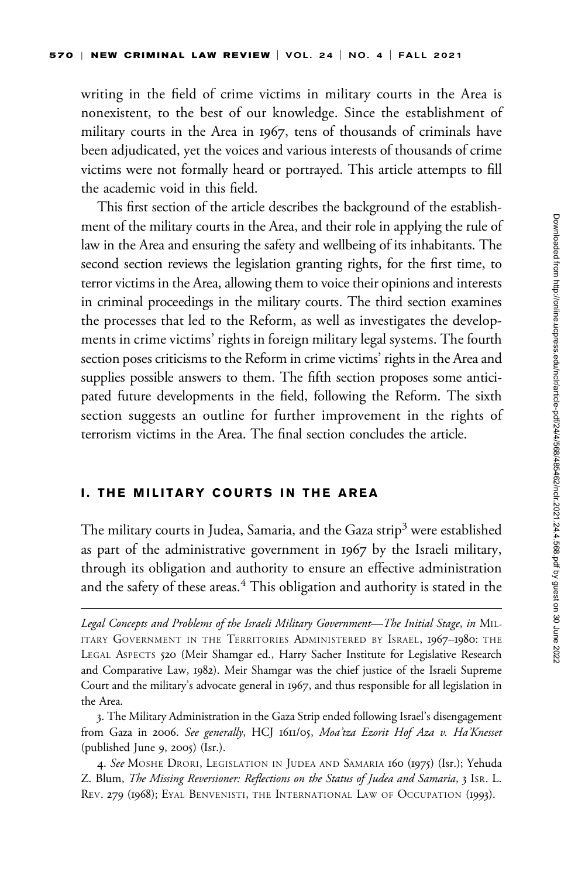writing in the field of crime victims in military courts in the Area is nonexistent, to the best of our knowledge. Since the establishment of military courts in the Area in 1967, tens of thousands of criminals have been adjudicated, yet the voices and various interests of thousands of crime victims were not formally heard or portrayed. This article attempts to fill the academic void in this field.

This first section of the article describes the background of the establishment of the military courts in the Area, and their role in applying the rule of law in the Area and ensuring the safety and wellbeing of its inhabitants. The second section reviews the legislation granting rights, for the first time, to terror victims in the Area, allowing them to voice their opinions and interests in criminal proceedings in the military courts. The third section examines the processes that led to the Reform, as well as investigates the developments in crime victims' rights in foreign military legal systems. The fourth section poses criticisms to the Reform in crime victims' rights in the Area and supplies possible answers to them. The fifth section proposes some anticipated future developments in the field, following the Reform. The sixth section suggests an outline for further improvement in the rights of terrorism victims in the Area. The final section concludes the article.

## I. THE MILITARY COURTS IN THE AREA

The military courts in Judea, Samaria, and the Gaza strip[3] were established as part of the administrative government in 1967 by the Israeli military, through its obligation and authority to ensure an effective administration and the safety of these areas.[4] This obligation and authority is stated in the

---

*Legal Concepts and Problems of the Israeli Military Government—The Initial Stage*, *in* MILITARY GOVERNMENT IN THE TERRITORIES ADMINISTERED BY ISRAEL, 1967–1980: THE LEGAL ASPECTS 520 (Meir Shamgar ed., Harry Sacher Institute for Legislative Research and Comparative Law, 1982). Meir Shamgar was the chief justice of the Israeli Supreme Court and the military's advocate general in 1967, and thus responsible for all legislation in the Area.

3. The Military Administration in the Gaza Strip ended following Israel's disengagement from Gaza in 2006. *See generally*, HCJ 1611/05, *Moa'tza Ezorit Hof Aza v. Ha'Knesset* (published June 9, 2005) (Isr.).

4. *See* MOSHE DRORI, LEGISLATION IN JUDEA AND SAMARIA 160 (1975) (Isr.); Yehuda Z. Blum, *The Missing Reversioner: Reflections on the Status of Judea and Samaria*, 3 ISR. L. REV. 279 (1968); EYAL BENVENISTI, THE INTERNATIONAL LAW OF OCCUPATION (1993).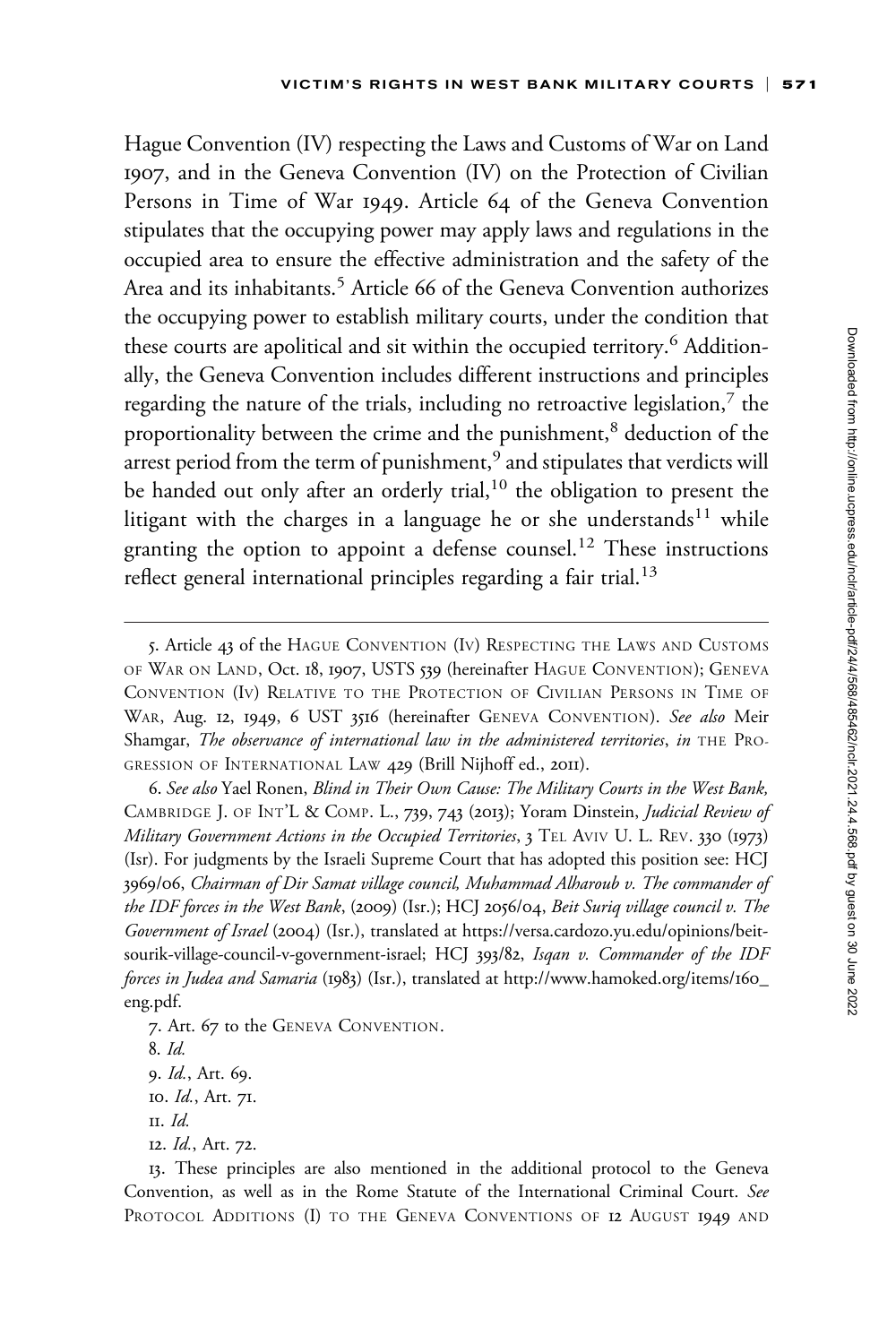Hague Convention (IV) respecting the Laws and Customs of War on Land 1907, and in the Geneva Convention (IV) on the Protection of Civilian Persons in Time of War 1949. Article 64 of the Geneva Convention stipulates that the occupying power may apply laws and regulations in the occupied area to ensure the effective administration and the safety of the Area and its inhabitants.[5] Article 66 of the Geneva Convention authorizes the occupying power to establish military courts, under the condition that these courts are apolitical and sit within the occupied territory.[6] Additionally, the Geneva Convention includes different instructions and principles regarding the nature of the trials, including no retroactive legislation,[7] the proportionality between the crime and the punishment,[8] deduction of the arrest period from the term of punishment,[9] and stipulates that verdicts will be handed out only after an orderly trial,[10] the obligation to present the litigant with the charges in a language he or she understands[11] while granting the option to appoint a defense counsel.[12] These instructions reflect general international principles regarding a fair trial.[13]

---

5. Article 43 of the HAGUE CONVENTION (IV) RESPECTING THE LAWS AND CUSTOMS OF WAR ON LAND, Oct. 18, 1907, USTS 539 (hereinafter HAGUE CONVENTION); GENEVA CONVENTION (IV) RELATIVE TO THE PROTECTION OF CIVILIAN PERSONS IN TIME OF WAR, Aug. 12, 1949, 6 UST 3516 (hereinafter GENEVA CONVENTION). *See also* Meir Shamgar, *The observance of international law in the administered territories*, *in* THE PROGRESSION OF INTERNATIONAL LAW 429 (Brill Nijhoff ed., 2011).

6. *See also* Yael Ronen, *Blind in Their Own Cause: The Military Courts in the West Bank,* CAMBRIDGE J. OF INT'L & COMP. L., 739, 743 (2013); Yoram Dinstein, *Judicial Review of Military Government Actions in the Occupied Territories*, 3 TEL AVIV U. L. REV. 330 (1973) (Isr). For judgments by the Israeli Supreme Court that has adopted this position see: HCJ 3969/06, *Chairman of Dir Samat village council, Muhammad Alharoub v. The commander of the IDF forces in the West Bank*, (2009) (Isr.); HCJ 2056/04, *Beit Suriq village council v. The Government of Israel* (2004) (Isr.), translated at https://versa.cardozo.yu.edu/opinions/beit-sourik-village-council-v-government-israel; HCJ 393/82, *Isqan v. Commander of the IDF forces in Judea and Samaria* (1983) (Isr.), translated at http://www.hamoked.org/items/160_eng.pdf.

7. Art. 67 to the GENEVA CONVENTION.

8. *Id.*

9. *Id.*, Art. 69.

10. *Id.*, Art. 71.

11. *Id.*

12. *Id.*, Art. 72.

13. These principles are also mentioned in the additional protocol to the Geneva Convention, as well as in the Rome Statute of the International Criminal Court. *See* PROTOCOL ADDITIONS (I) TO THE GENEVA CONVENTIONS OF 12 AUGUST 1949 AND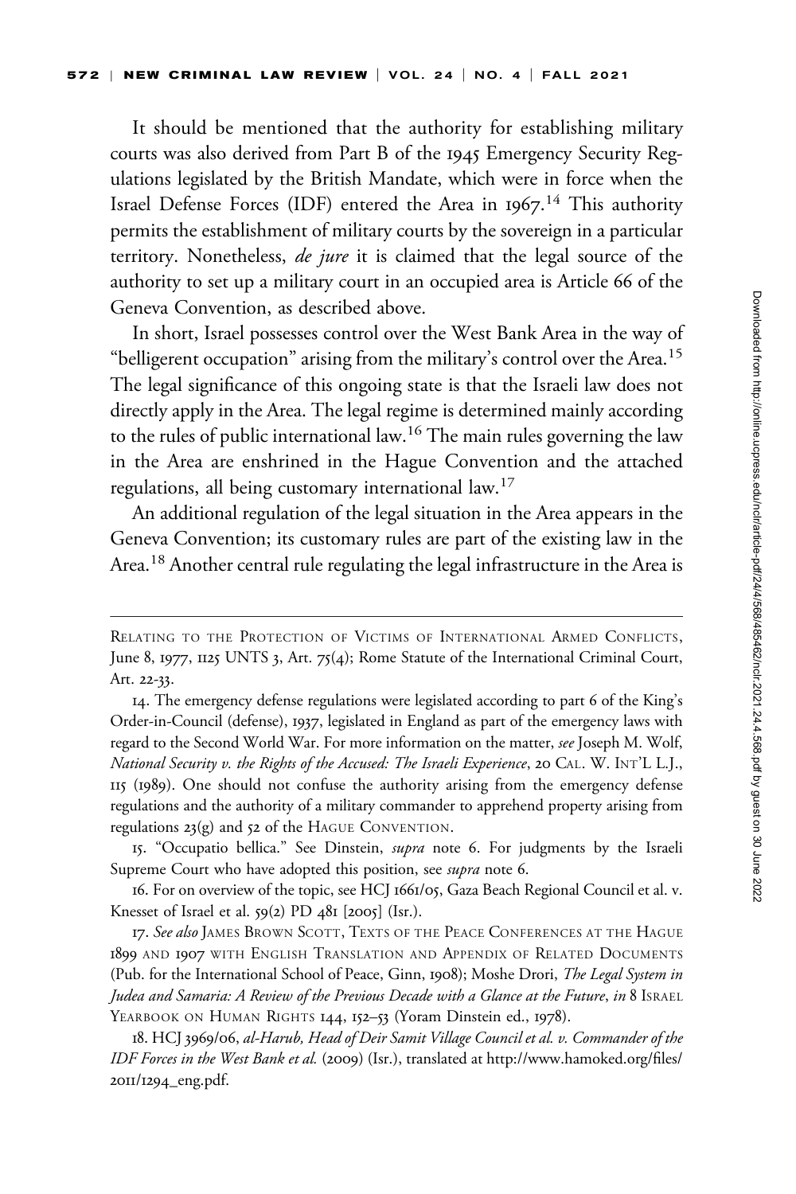It should be mentioned that the authority for establishing military courts was also derived from Part B of the 1945 Emergency Security Regulations legislated by the British Mandate, which were in force when the Israel Defense Forces (IDF) entered the Area in 1967.[14] This authority permits the establishment of military courts by the sovereign in a particular territory. Nonetheless, *de jure* it is claimed that the legal source of the authority to set up a military court in an occupied area is Article 66 of the Geneva Convention, as described above.

In short, Israel possesses control over the West Bank Area in the way of "belligerent occupation" arising from the military's control over the Area.[15] The legal significance of this ongoing state is that the Israeli law does not directly apply in the Area. The legal regime is determined mainly according to the rules of public international law.[16] The main rules governing the law in the Area are enshrined in the Hague Convention and the attached regulations, all being customary international law.[17]

An additional regulation of the legal situation in the Area appears in the Geneva Convention; its customary rules are part of the existing law in the Area.[18] Another central rule regulating the legal infrastructure in the Area is

---

Relating to the Protection of Victims of International Armed Conflicts, June 8, 1977, 1125 UNTS 3, Art. 75(4); Rome Statute of the International Criminal Court, Art. 22-33.

14. The emergency defense regulations were legislated according to part 6 of the King's Order-in-Council (defense), 1937, legislated in England as part of the emergency laws with regard to the Second World War. For more information on the matter, *see* Joseph M. Wolf, *National Security v. the Rights of the Accused: The Israeli Experience*, 20 Cal. W. Int'l L.J., 115 (1989). One should not confuse the authority arising from the emergency defense regulations and the authority of a military commander to apprehend property arising from regulations 23(g) and 52 of the Hague Convention.

15. "Occupatio bellica." See Dinstein, *supra* note 6. For judgments by the Israeli Supreme Court who have adopted this position, see *supra* note 6.

16. For on overview of the topic, see HCJ 1661/05, Gaza Beach Regional Council et al. v. Knesset of Israel et al. 59(2) PD 481 [2005] (Isr.).

17. *See also* James Brown Scott, Texts of the Peace Conferences at the Hague 1899 and 1907 with English Translation and Appendix of Related Documents (Pub. for the International School of Peace, Ginn, 1908); Moshe Drori, *The Legal System in Judea and Samaria: A Review of the Previous Decade with a Glance at the Future*, *in* 8 Israel Yearbook on Human Rights 144, 152–53 (Yoram Dinstein ed., 1978).

18. HCJ 3969/06, *al-Harub, Head of Deir Samit Village Council et al. v. Commander of the IDF Forces in the West Bank et al.* (2009) (Isr.), translated at http://www.hamoked.org/files/2011/1294_eng.pdf.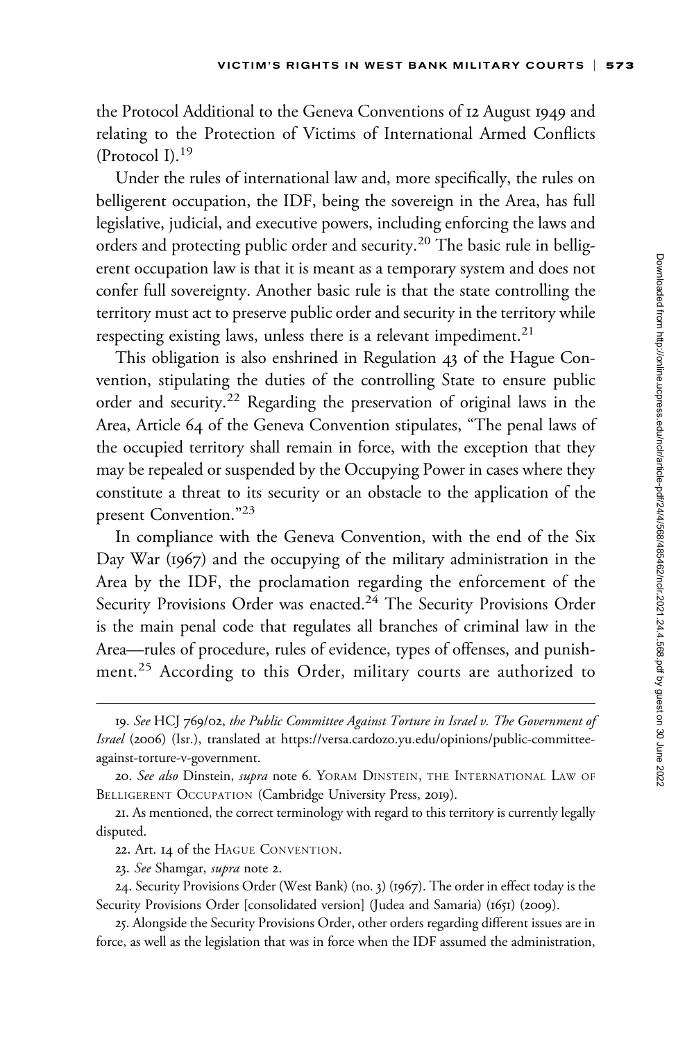the Protocol Additional to the Geneva Conventions of 12 August 1949 and relating to the Protection of Victims of International Armed Conflicts (Protocol I).[19]

Under the rules of international law and, more specifically, the rules on belligerent occupation, the IDF, being the sovereign in the Area, has full legislative, judicial, and executive powers, including enforcing the laws and orders and protecting public order and security.[20] The basic rule in belligerent occupation law is that it is meant as a temporary system and does not confer full sovereignty. Another basic rule is that the state controlling the territory must act to preserve public order and security in the territory while respecting existing laws, unless there is a relevant impediment.[21]

This obligation is also enshrined in Regulation 43 of the Hague Convention, stipulating the duties of the controlling State to ensure public order and security.[22] Regarding the preservation of original laws in the Area, Article 64 of the Geneva Convention stipulates, "The penal laws of the occupied territory shall remain in force, with the exception that they may be repealed or suspended by the Occupying Power in cases where they constitute a threat to its security or an obstacle to the application of the present Convention."[23]

In compliance with the Geneva Convention, with the end of the Six Day War (1967) and the occupying of the military administration in the Area by the IDF, the proclamation regarding the enforcement of the Security Provisions Order was enacted.[24] The Security Provisions Order is the main penal code that regulates all branches of criminal law in the Area—rules of procedure, rules of evidence, types of offenses, and punishment.[25] According to this Order, military courts are authorized to

---

19. *See* HCJ 769/02, *the Public Committee Against Torture in Israel v. The Government of Israel* (2006) (Isr.), translated at https://versa.cardozo.yu.edu/opinions/public-committee-against-torture-v-government.

20. *See also* Dinstein, *supra* note 6. Yoram Dinstein, The International Law of Belligerent Occupation (Cambridge University Press, 2019).

21. As mentioned, the correct terminology with regard to this territory is currently legally disputed.

22. Art. 14 of the Hague Convention.

23. *See* Shamgar, *supra* note 2.

24. Security Provisions Order (West Bank) (no. 3) (1967). The order in effect today is the Security Provisions Order [consolidated version] (Judea and Samaria) (1651) (2009).

25. Alongside the Security Provisions Order, other orders regarding different issues are in force, as well as the legislation that was in force when the IDF assumed the administration,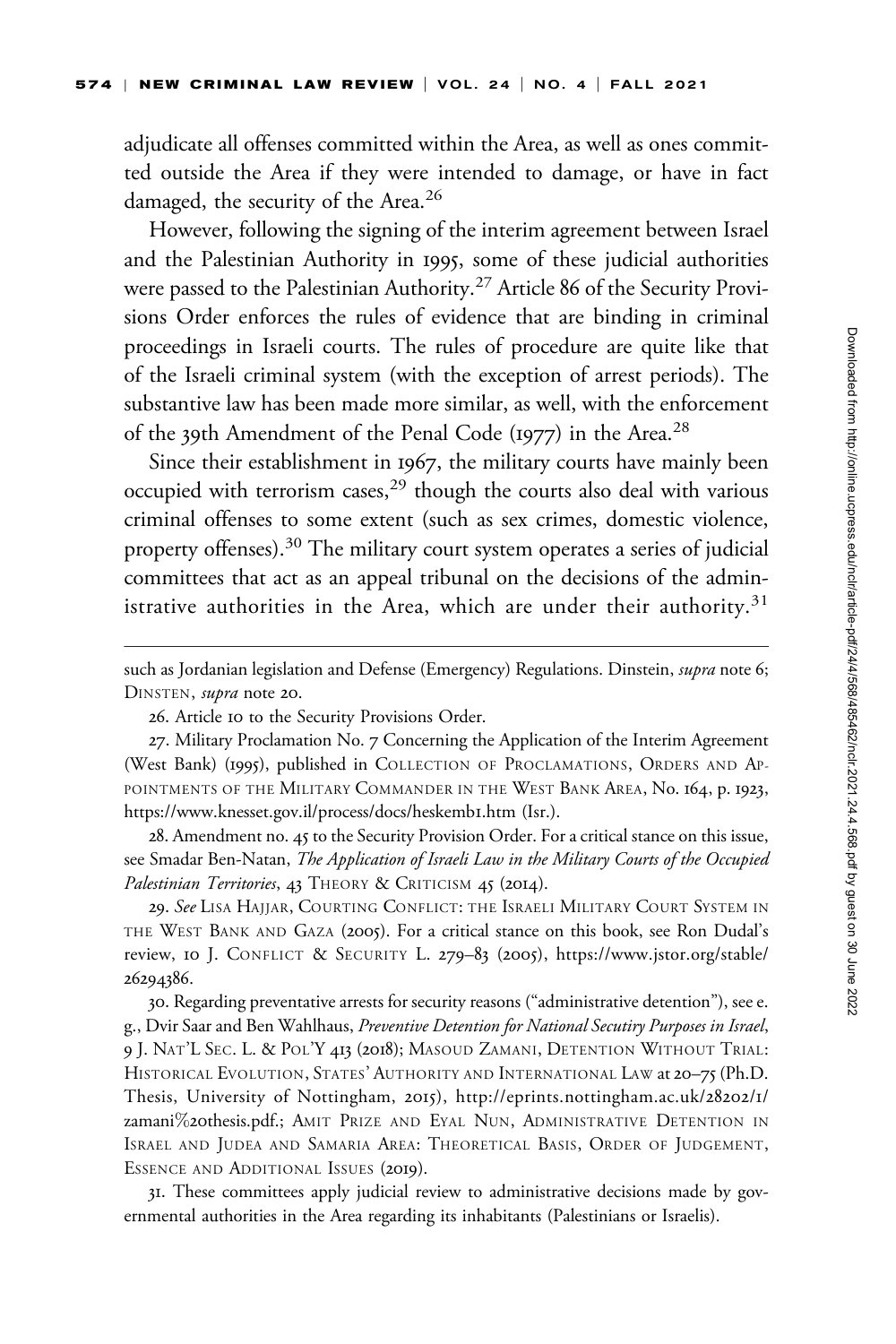adjudicate all offenses committed within the Area, as well as ones committed outside the Area if they were intended to damage, or have in fact damaged, the security of the Area.[26]

However, following the signing of the interim agreement between Israel and the Palestinian Authority in 1995, some of these judicial authorities were passed to the Palestinian Authority.[27] Article 86 of the Security Provisions Order enforces the rules of evidence that are binding in criminal proceedings in Israeli courts. The rules of procedure are quite like that of the Israeli criminal system (with the exception of arrest periods). The substantive law has been made more similar, as well, with the enforcement of the 39th Amendment of the Penal Code (1977) in the Area.[28]

Since their establishment in 1967, the military courts have mainly been occupied with terrorism cases,[29] though the courts also deal with various criminal offenses to some extent (such as sex crimes, domestic violence, property offenses).[30] The military court system operates a series of judicial committees that act as an appeal tribunal on the decisions of the administrative authorities in the Area, which are under their authority.[31]

---

such as Jordanian legislation and Defense (Emergency) Regulations. Dinstein, *supra* note 6; DINSTEN, *supra* note 20.

26. Article 10 to the Security Provisions Order.

27. Military Proclamation No. 7 Concerning the Application of the Interim Agreement (West Bank) (1995), published in COLLECTION OF PROCLAMATIONS, ORDERS AND APPOINTMENTS OF THE MILITARY COMMANDER IN THE WEST BANK AREA, No. 164, p. 1923, https://www.knesset.gov.il/process/docs/heskemb1.htm (Isr.).

28. Amendment no. 45 to the Security Provision Order. For a critical stance on this issue, see Smadar Ben-Natan, *The Application of Israeli Law in the Military Courts of the Occupied Palestinian Territories*, 43 THEORY & CRITICISM 45 (2014).

29. *See* LISA HAJJAR, COURTING CONFLICT: THE ISRAELI MILITARY COURT SYSTEM IN THE WEST BANK AND GAZA (2005). For a critical stance on this book, see Ron Dudal's review, 10 J. CONFLICT & SECURITY L. 279–83 (2005), https://www.jstor.org/stable/26294386.

30. Regarding preventative arrests for security reasons ("administrative detention"), see e.g., Dvir Saar and Ben Wahlhaus, *Preventive Detention for National Secutiry Purposes in Israel*, 9 J. NAT'L SEC. L. & POL'Y 413 (2018); MASOUD ZAMANI, DETENTION WITHOUT TRIAL: HISTORICAL EVOLUTION, STATES' AUTHORITY AND INTERNATIONAL LAW at 20–75 (Ph.D. Thesis, University of Nottingham, 2015), http://eprints.nottingham.ac.uk/28202/1/zamani%20thesis.pdf.; AMIT PRIZE AND EYAL NUN, ADMINISTRATIVE DETENTION IN ISRAEL AND JUDEA AND SAMARIA AREA: THEORETICAL BASIS, ORDER OF JUDGEMENT, ESSENCE AND ADDITIONAL ISSUES (2019).

31. These committees apply judicial review to administrative decisions made by governmental authorities in the Area regarding its inhabitants (Palestinians or Israelis).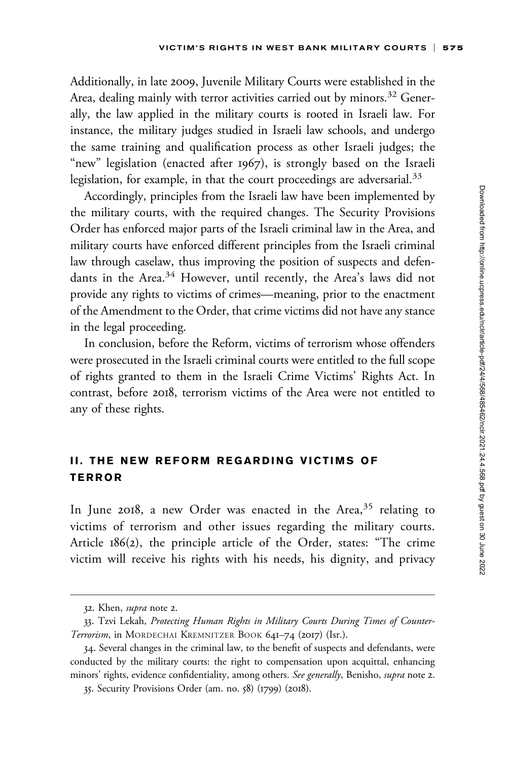Additionally, in late 2009, Juvenile Military Courts were established in the Area, dealing mainly with terror activities carried out by minors.[32] Generally, the law applied in the military courts is rooted in Israeli law. For instance, the military judges studied in Israeli law schools, and undergo the same training and qualification process as other Israeli judges; the "new" legislation (enacted after 1967), is strongly based on the Israeli legislation, for example, in that the court proceedings are adversarial.[33]

Accordingly, principles from the Israeli law have been implemented by the military courts, with the required changes. The Security Provisions Order has enforced major parts of the Israeli criminal law in the Area, and military courts have enforced different principles from the Israeli criminal law through caselaw, thus improving the position of suspects and defendants in the Area.[34] However, until recently, the Area's laws did not provide any rights to victims of crimes—meaning, prior to the enactment of the Amendment to the Order, that crime victims did not have any stance in the legal proceeding.

In conclusion, before the Reform, victims of terrorism whose offenders were prosecuted in the Israeli criminal courts were entitled to the full scope of rights granted to them in the Israeli Crime Victims' Rights Act. In contrast, before 2018, terrorism victims of the Area were not entitled to any of these rights.

## II. THE NEW REFORM REGARDING VICTIMS OF TERROR

In June 2018, a new Order was enacted in the Area,[35] relating to victims of terrorism and other issues regarding the military courts. Article 186(2), the principle article of the Order, states: "The crime victim will receive his rights with his needs, his dignity, and privacy

---

32. Khen, *supra* note 2.

33. Tzvi Lekah, *Protecting Human Rights in Military Courts During Times of Counter-Terrorism*, in MORDECHAI KREMNITZER BOOK 641–74 (2017) (Isr.).

34. Several changes in the criminal law, to the benefit of suspects and defendants, were conducted by the military courts: the right to compensation upon acquittal, enhancing minors' rights, evidence confidentiality, among others. *See generally*, Benisho, *supra* note 2.

35. Security Provisions Order (am. no. 58) (1799) (2018).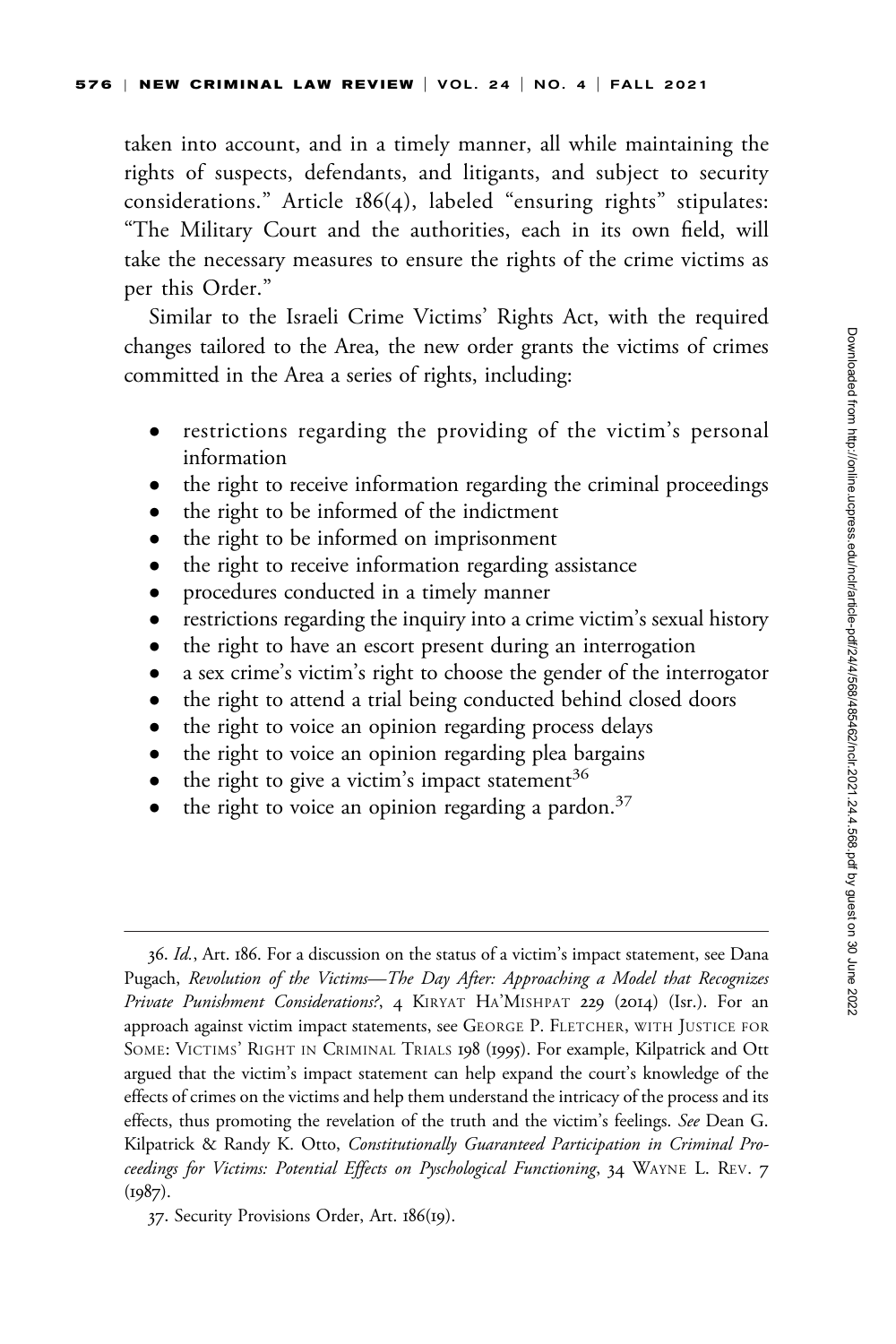taken into account, and in a timely manner, all while maintaining the rights of suspects, defendants, and litigants, and subject to security considerations." Article 186(4), labeled "ensuring rights" stipulates: "The Military Court and the authorities, each in its own field, will take the necessary measures to ensure the rights of the crime victims as per this Order."

Similar to the Israeli Crime Victims' Rights Act, with the required changes tailored to the Area, the new order grants the victims of crimes committed in the Area a series of rights, including:

- restrictions regarding the providing of the victim's personal information
- the right to receive information regarding the criminal proceedings
- the right to be informed of the indictment
- the right to be informed on imprisonment
- the right to receive information regarding assistance
- procedures conducted in a timely manner
- restrictions regarding the inquiry into a crime victim's sexual history
- the right to have an escort present during an interrogation
- a sex crime's victim's right to choose the gender of the interrogator
- the right to attend a trial being conducted behind closed doors
- the right to voice an opinion regarding process delays
- the right to voice an opinion regarding plea bargains
- the right to give a victim's impact statement[36]
- the right to voice an opinion regarding a pardon.[37]

---

36. *Id.*, Art. 186. For a discussion on the status of a victim's impact statement, see Dana Pugach, *Revolution of the Victims—The Day After: Approaching a Model that Recognizes Private Punishment Considerations?*, 4 KIRYAT HA'MISHPAT 229 (2014) (Isr.). For an approach against victim impact statements, see GEORGE P. FLETCHER, WITH JUSTICE FOR SOME: VICTIMS' RIGHT IN CRIMINAL TRIALS 198 (1995). For example, Kilpatrick and Ott argued that the victim's impact statement can help expand the court's knowledge of the effects of crimes on the victims and help them understand the intricacy of the process and its effects, thus promoting the revelation of the truth and the victim's feelings. *See* Dean G. Kilpatrick & Randy K. Otto, *Constitutionally Guaranteed Participation in Criminal Proceedings for Victims: Potential Effects on Pyschological Functioning*, 34 WAYNE L. REV. 7 (1987).

37. Security Provisions Order, Art. 186(19).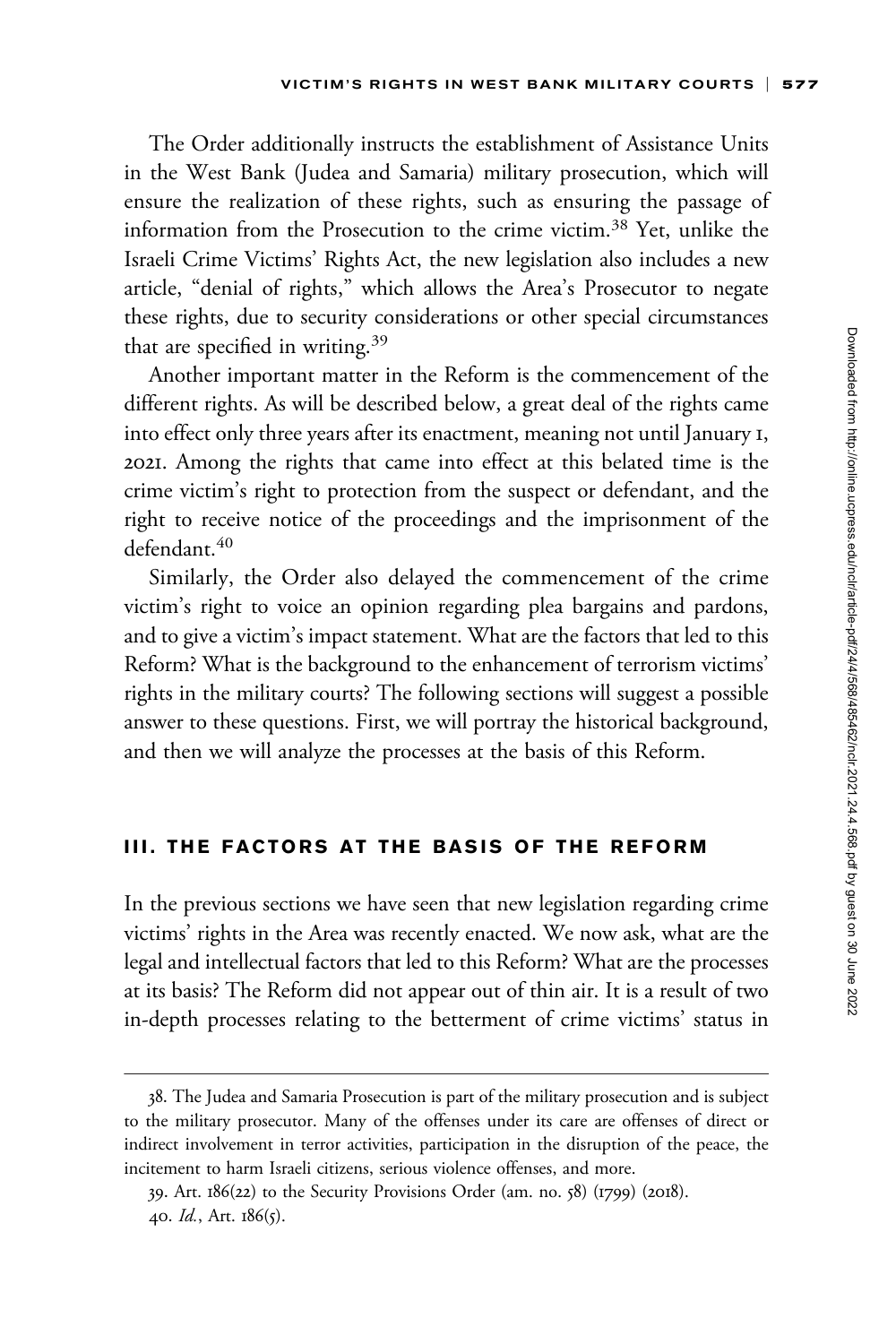The Order additionally instructs the establishment of Assistance Units in the West Bank (Judea and Samaria) military prosecution, which will ensure the realization of these rights, such as ensuring the passage of information from the Prosecution to the crime victim.[38] Yet, unlike the Israeli Crime Victims' Rights Act, the new legislation also includes a new article, "denial of rights," which allows the Area's Prosecutor to negate these rights, due to security considerations or other special circumstances that are specified in writing.[39]

Another important matter in the Reform is the commencement of the different rights. As will be described below, a great deal of the rights came into effect only three years after its enactment, meaning not until January 1, 2021. Among the rights that came into effect at this belated time is the crime victim's right to protection from the suspect or defendant, and the right to receive notice of the proceedings and the imprisonment of the defendant.[40]

Similarly, the Order also delayed the commencement of the crime victim's right to voice an opinion regarding plea bargains and pardons, and to give a victim's impact statement. What are the factors that led to this Reform? What is the background to the enhancement of terrorism victims' rights in the military courts? The following sections will suggest a possible answer to these questions. First, we will portray the historical background, and then we will analyze the processes at the basis of this Reform.

## III. THE FACTORS AT THE BASIS OF THE REFORM

In the previous sections we have seen that new legislation regarding crime victims' rights in the Area was recently enacted. We now ask, what are the legal and intellectual factors that led to this Reform? What are the processes at its basis? The Reform did not appear out of thin air. It is a result of two in-depth processes relating to the betterment of crime victims' status in

38. The Judea and Samaria Prosecution is part of the military prosecution and is subject to the military prosecutor. Many of the offenses under its care are offenses of direct or indirect involvement in terror activities, participation in the disruption of the peace, the incitement to harm Israeli citizens, serious violence offenses, and more.

39. Art. 186(22) to the Security Provisions Order (am. no. 58) (1799) (2018).

40. *Id.*, Art. 186(5).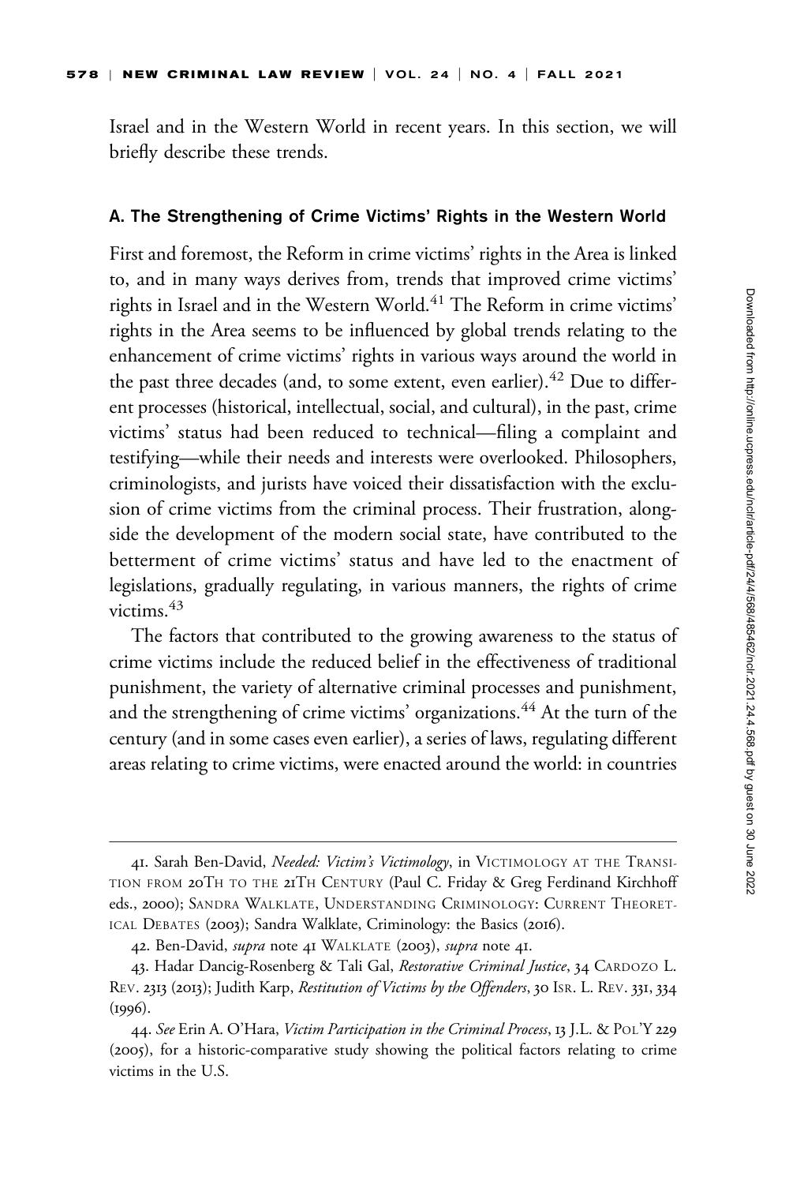Israel and in the Western World in recent years. In this section, we will briefly describe these trends.

### A. The Strengthening of Crime Victims' Rights in the Western World

First and foremost, the Reform in crime victims' rights in the Area is linked to, and in many ways derives from, trends that improved crime victims' rights in Israel and in the Western World.[41] The Reform in crime victims' rights in the Area seems to be influenced by global trends relating to the enhancement of crime victims' rights in various ways around the world in the past three decades (and, to some extent, even earlier).[42] Due to different processes (historical, intellectual, social, and cultural), in the past, crime victims' status had been reduced to technical—filing a complaint and testifying—while their needs and interests were overlooked. Philosophers, criminologists, and jurists have voiced their dissatisfaction with the exclusion of crime victims from the criminal process. Their frustration, alongside the development of the modern social state, have contributed to the betterment of crime victims' status and have led to the enactment of legislations, gradually regulating, in various manners, the rights of crime victims.[43]

The factors that contributed to the growing awareness to the status of crime victims include the reduced belief in the effectiveness of traditional punishment, the variety of alternative criminal processes and punishment, and the strengthening of crime victims' organizations.[44] At the turn of the century (and in some cases even earlier), a series of laws, regulating different areas relating to crime victims, were enacted around the world: in countries

---

41. Sarah Ben-David, *Needed: Victim's Victimology*, in VICTIMOLOGY AT THE TRANSITION FROM 20TH TO THE 21TH CENTURY (Paul C. Friday & Greg Ferdinand Kirchhoff eds., 2000); SANDRA WALKLATE, UNDERSTANDING CRIMINOLOGY: CURRENT THEORETICAL DEBATES (2003); Sandra Walklate, Criminology: the Basics (2016).

42. Ben-David, *supra* note 41 WALKLATE (2003), *supra* note 41.

43. Hadar Dancig-Rosenberg & Tali Gal, *Restorative Criminal Justice*, 34 CARDOZO L. REV. 2313 (2013); Judith Karp, *Restitution of Victims by the Offenders*, 30 ISR. L. REV. 331, 334 (1996).

44. *See* Erin A. O'Hara, *Victim Participation in the Criminal Process*, 13 J.L. & POL'Y 229 (2005), for a historic-comparative study showing the political factors relating to crime victims in the U.S.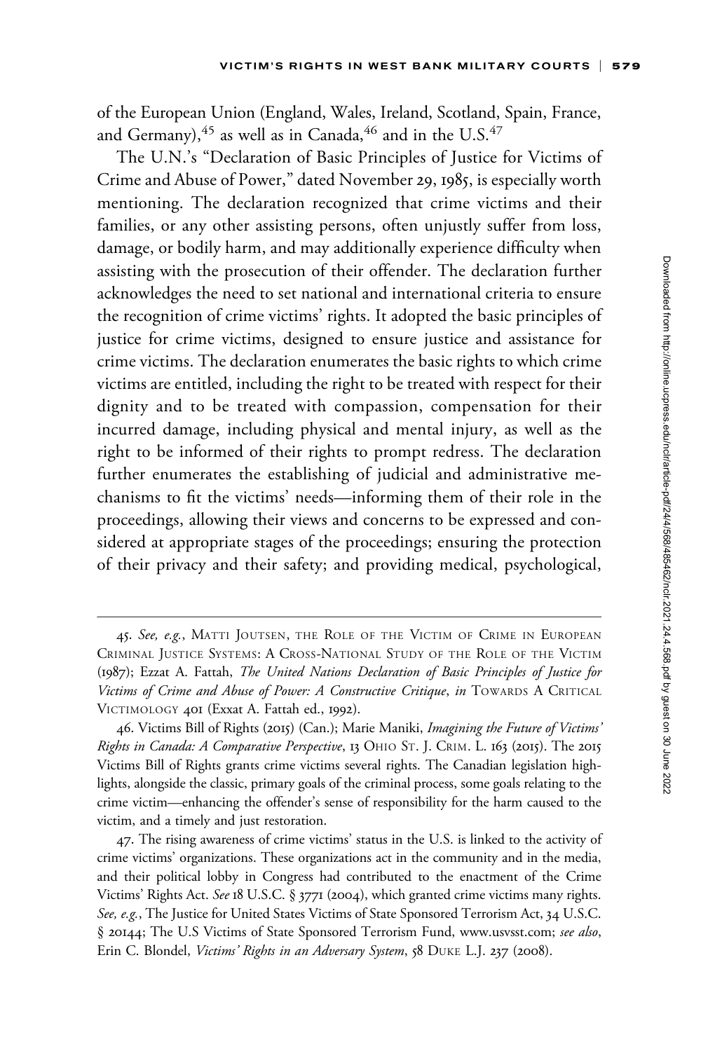of the European Union (England, Wales, Ireland, Scotland, Spain, France, and Germany),[45] as well as in Canada,[46] and in the U.S.[47]

The U.N.'s "Declaration of Basic Principles of Justice for Victims of Crime and Abuse of Power," dated November 29, 1985, is especially worth mentioning. The declaration recognized that crime victims and their families, or any other assisting persons, often unjustly suffer from loss, damage, or bodily harm, and may additionally experience difficulty when assisting with the prosecution of their offender. The declaration further acknowledges the need to set national and international criteria to ensure the recognition of crime victims' rights. It adopted the basic principles of justice for crime victims, designed to ensure justice and assistance for crime victims. The declaration enumerates the basic rights to which crime victims are entitled, including the right to be treated with respect for their dignity and to be treated with compassion, compensation for their incurred damage, including physical and mental injury, as well as the right to be informed of their rights to prompt redress. The declaration further enumerates the establishing of judicial and administrative mechanisms to fit the victims' needs—informing them of their role in the proceedings, allowing their views and concerns to be expressed and considered at appropriate stages of the proceedings; ensuring the protection of their privacy and their safety; and providing medical, psychological,

---

45. *See, e.g.*, Matti Joutsen, The Role of the Victim of Crime in European Criminal Justice Systems: A Cross-National Study of the Role of the Victim (1987); Ezzat A. Fattah, *The United Nations Declaration of Basic Principles of Justice for Victims of Crime and Abuse of Power: A Constructive Critique*, *in* Towards A Critical Victimology 401 (Exxat A. Fattah ed., 1992).

46. Victims Bill of Rights (2015) (Can.); Marie Maniki, *Imagining the Future of Victims' Rights in Canada: A Comparative Perspective*, 13 Ohio St. J. Crim. L. 163 (2015). The 2015 Victims Bill of Rights grants crime victims several rights. The Canadian legislation highlights, alongside the classic, primary goals of the criminal process, some goals relating to the crime victim—enhancing the offender's sense of responsibility for the harm caused to the victim, and a timely and just restoration.

47. The rising awareness of crime victims' status in the U.S. is linked to the activity of crime victims' organizations. These organizations act in the community and in the media, and their political lobby in Congress had contributed to the enactment of the Crime Victims' Rights Act. *See* 18 U.S.C. § 3771 (2004), which granted crime victims many rights. *See, e.g.*, The Justice for United States Victims of State Sponsored Terrorism Act, 34 U.S.C. § 20144; The U.S Victims of State Sponsored Terrorism Fund, www.usvsst.com; *see also*, Erin C. Blondel, *Victims' Rights in an Adversary System*, 58 Duke L.J. 237 (2008).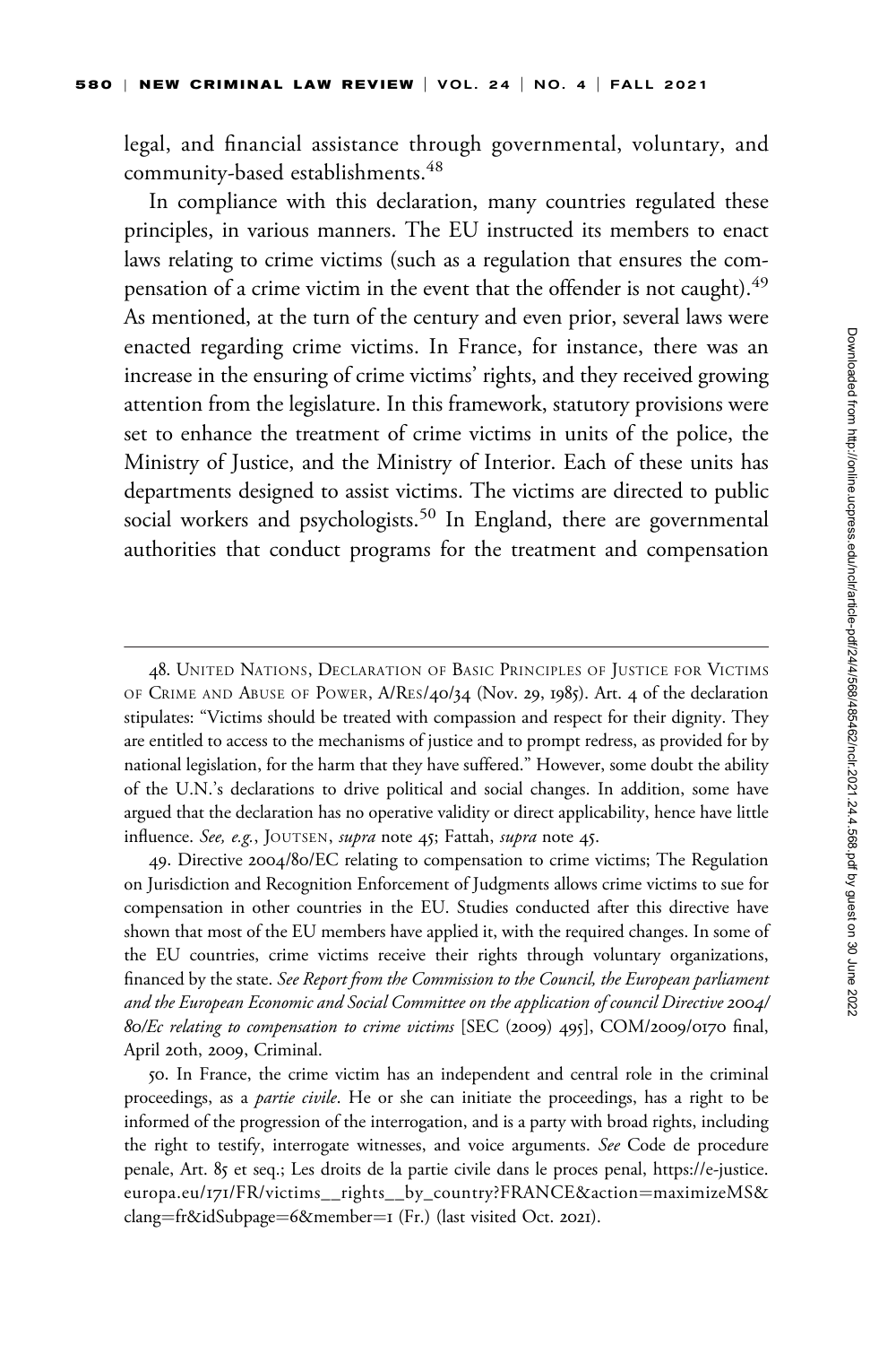legal, and financial assistance through governmental, voluntary, and community-based establishments.[48]

In compliance with this declaration, many countries regulated these principles, in various manners. The EU instructed its members to enact laws relating to crime victims (such as a regulation that ensures the compensation of a crime victim in the event that the offender is not caught).[49] As mentioned, at the turn of the century and even prior, several laws were enacted regarding crime victims. In France, for instance, there was an increase in the ensuring of crime victims' rights, and they received growing attention from the legislature. In this framework, statutory provisions were set to enhance the treatment of crime victims in units of the police, the Ministry of Justice, and the Ministry of Interior. Each of these units has departments designed to assist victims. The victims are directed to public social workers and psychologists.[50] In England, there are governmental authorities that conduct programs for the treatment and compensation

---

48. UNITED NATIONS, DECLARATION OF BASIC PRINCIPLES OF JUSTICE FOR VICTIMS OF CRIME AND ABUSE OF POWER, A/RES/40/34 (Nov. 29, 1985). Art. 4 of the declaration stipulates: "Victims should be treated with compassion and respect for their dignity. They are entitled to access to the mechanisms of justice and to prompt redress, as provided for by national legislation, for the harm that they have suffered." However, some doubt the ability of the U.N.'s declarations to drive political and social changes. In addition, some have argued that the declaration has no operative validity or direct applicability, hence have little influence. *See, e.g.*, JOUTSEN, *supra* note 45; Fattah, *supra* note 45.

49. Directive 2004/80/EC relating to compensation to crime victims; The Regulation on Jurisdiction and Recognition Enforcement of Judgments allows crime victims to sue for compensation in other countries in the EU. Studies conducted after this directive have shown that most of the EU members have applied it, with the required changes. In some of the EU countries, crime victims receive their rights through voluntary organizations, financed by the state. *See Report from the Commission to the Council, the European parliament and the European Economic and Social Committee on the application of council Directive 2004/80/Ec relating to compensation to crime victims* [SEC (2009) 495], COM/2009/0170 final, April 20th, 2009, Criminal.

50. In France, the crime victim has an independent and central role in the criminal proceedings, as a *partie civile*. He or she can initiate the proceedings, has a right to be informed of the progression of the interrogation, and is a party with broad rights, including the right to testify, interrogate witnesses, and voice arguments. *See* Code de procedure penale, Art. 85 et seq.; Les droits de la partie civile dans le proces penal, https://e-justice.europa.eu/171/FR/victims__rights__by_country?FRANCE&action=maximizeMS&clang=fr&idSubpage=6&member=1 (Fr.) (last visited Oct. 2021).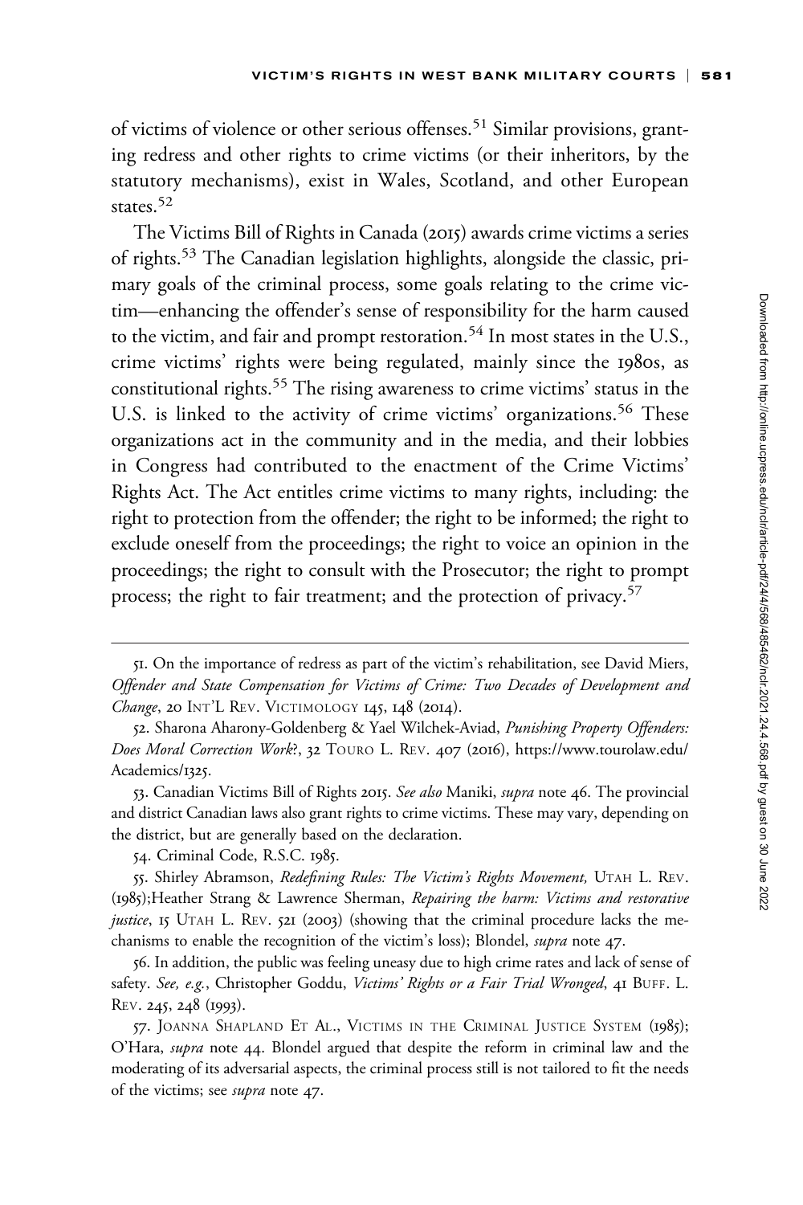of victims of violence or other serious offenses.[51] Similar provisions, granting redress and other rights to crime victims (or their inheritors, by the statutory mechanisms), exist in Wales, Scotland, and other European states.[52]

The Victims Bill of Rights in Canada (2015) awards crime victims a series of rights.[53] The Canadian legislation highlights, alongside the classic, primary goals of the criminal process, some goals relating to the crime victim—enhancing the offender's sense of responsibility for the harm caused to the victim, and fair and prompt restoration.[54] In most states in the U.S., crime victims' rights were being regulated, mainly since the 1980s, as constitutional rights.[55] The rising awareness to crime victims' status in the U.S. is linked to the activity of crime victims' organizations.[56] These organizations act in the community and in the media, and their lobbies in Congress had contributed to the enactment of the Crime Victims' Rights Act. The Act entitles crime victims to many rights, including: the right to protection from the offender; the right to be informed; the right to exclude oneself from the proceedings; the right to voice an opinion in the proceedings; the right to consult with the Prosecutor; the right to prompt process; the right to fair treatment; and the protection of privacy.[57]

---

51. On the importance of redress as part of the victim's rehabilitation, see David Miers, *Offender and State Compensation for Victims of Crime: Two Decades of Development and Change*, 20 INT'L REV. VICTIMOLOGY 145, 148 (2014).

52. Sharona Aharony-Goldenberg & Yael Wilchek-Aviad, *Punishing Property Offenders: Does Moral Correction Work?*, 32 TOURO L. REV. 407 (2016), https://www.tourolaw.edu/Academics/1325.

53. Canadian Victims Bill of Rights 2015. *See also* Maniki, *supra* note 46. The provincial and district Canadian laws also grant rights to crime victims. These may vary, depending on the district, but are generally based on the declaration.

54. Criminal Code, R.S.C. 1985.

55. Shirley Abramson, *Redefining Rules: The Victim's Rights Movement,* UTAH L. REV. (1985);Heather Strang & Lawrence Sherman, *Repairing the harm: Victims and restorative justice*, 15 UTAH L. REV. 521 (2003) (showing that the criminal procedure lacks the mechanisms to enable the recognition of the victim's loss); Blondel, *supra* note 47.

56. In addition, the public was feeling uneasy due to high crime rates and lack of sense of safety. *See, e.g.*, Christopher Goddu, *Victims' Rights or a Fair Trial Wronged*, 41 BUFF. L. REV. 245, 248 (1993).

57. JOANNA SHAPLAND ET AL., VICTIMS IN THE CRIMINAL JUSTICE SYSTEM (1985); O'Hara, *supra* note 44. Blondel argued that despite the reform in criminal law and the moderating of its adversarial aspects, the criminal process still is not tailored to fit the needs of the victims; see *supra* note 47.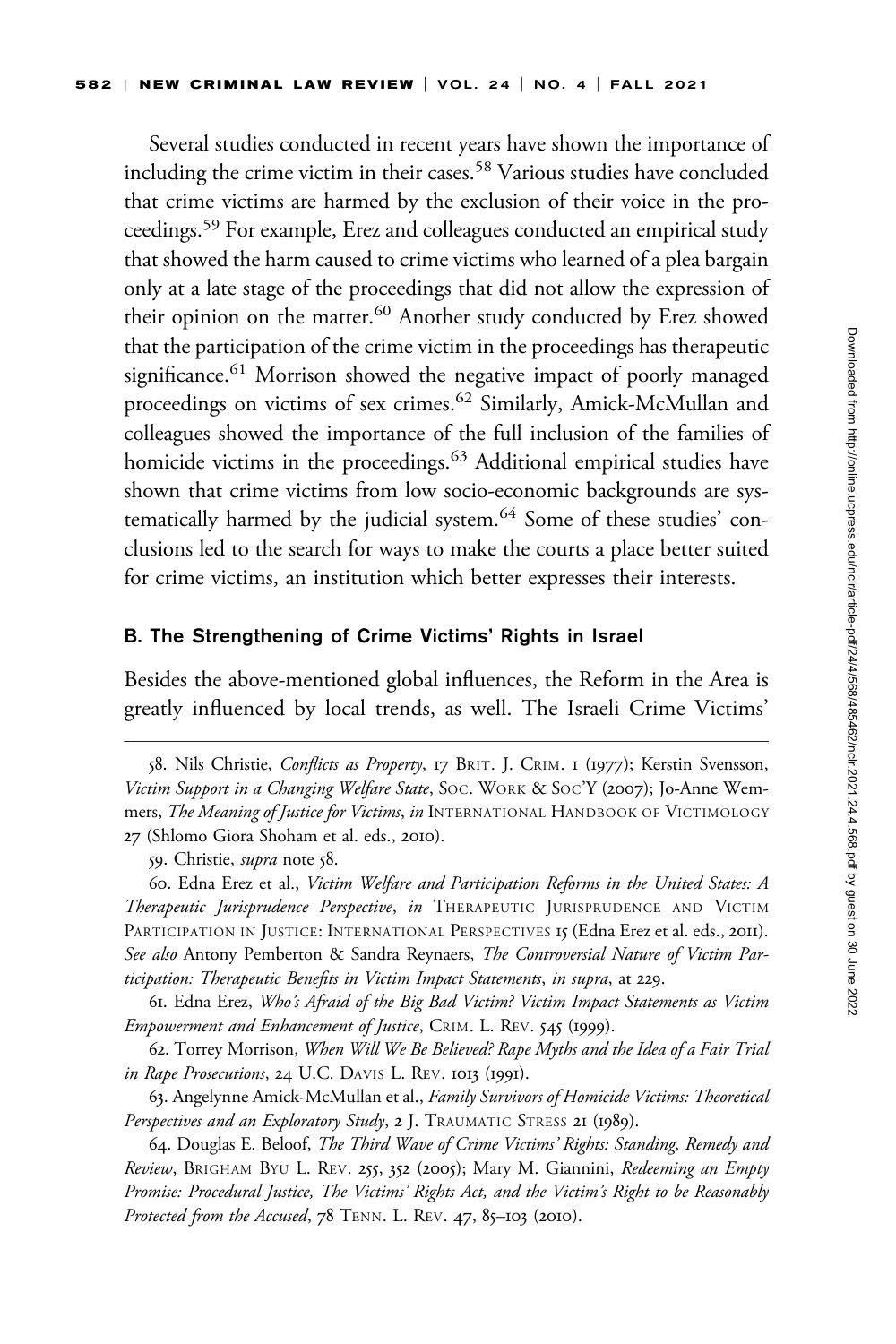Several studies conducted in recent years have shown the importance of including the crime victim in their cases.[58] Various studies have concluded that crime victims are harmed by the exclusion of their voice in the proceedings.[59] For example, Erez and colleagues conducted an empirical study that showed the harm caused to crime victims who learned of a plea bargain only at a late stage of the proceedings that did not allow the expression of their opinion on the matter.[60] Another study conducted by Erez showed that the participation of the crime victim in the proceedings has therapeutic significance.[61] Morrison showed the negative impact of poorly managed proceedings on victims of sex crimes.[62] Similarly, Amick-McMullan and colleagues showed the importance of the full inclusion of the families of homicide victims in the proceedings.[63] Additional empirical studies have shown that crime victims from low socio-economic backgrounds are systematically harmed by the judicial system.[64] Some of these studies' conclusions led to the search for ways to make the courts a place better suited for crime victims, an institution which better expresses their interests.

### B. The Strengthening of Crime Victims' Rights in Israel

Besides the above-mentioned global influences, the Reform in the Area is greatly influenced by local trends, as well. The Israeli Crime Victims'

---

58. Nils Christie, *Conflicts as Property*, 17 BRIT. J. CRIM. 1 (1977); Kerstin Svensson, *Victim Support in a Changing Welfare State*, SOC. WORK & SOC'Y (2007); Jo-Anne Wemmers, *The Meaning of Justice for Victims*, *in* INTERNATIONAL HANDBOOK OF VICTIMOLOGY 27 (Shlomo Giora Shoham et al. eds., 2010).

59. Christie, *supra* note 58.

60. Edna Erez et al., *Victim Welfare and Participation Reforms in the United States: A Therapeutic Jurisprudence Perspective*, *in* THERAPEUTIC JURISPRUDENCE AND VICTIM PARTICIPATION IN JUSTICE: INTERNATIONAL PERSPECTIVES 15 (Edna Erez et al. eds., 2011). *See also* Antony Pemberton & Sandra Reynaers, *The Controversial Nature of Victim Participation: Therapeutic Benefits in Victim Impact Statements*, *in supra*, at 229.

61. Edna Erez, *Who's Afraid of the Big Bad Victim? Victim Impact Statements as Victim Empowerment and Enhancement of Justice*, CRIM. L. REV. 545 (1999).

62. Torrey Morrison, *When Will We Be Believed? Rape Myths and the Idea of a Fair Trial in Rape Prosecutions*, 24 U.C. DAVIS L. REV. 1013 (1991).

63. Angelynne Amick-McMullan et al., *Family Survivors of Homicide Victims: Theoretical Perspectives and an Exploratory Study*, 2 J. TRAUMATIC STRESS 21 (1989).

64. Douglas E. Beloof, *The Third Wave of Crime Victims' Rights: Standing, Remedy and Review*, BRIGHAM BYU L. REV. 255, 352 (2005); Mary M. Giannini, *Redeeming an Empty Promise: Procedural Justice, The Victims' Rights Act, and the Victim's Right to be Reasonably Protected from the Accused*, 78 TENN. L. REV. 47, 85–103 (2010).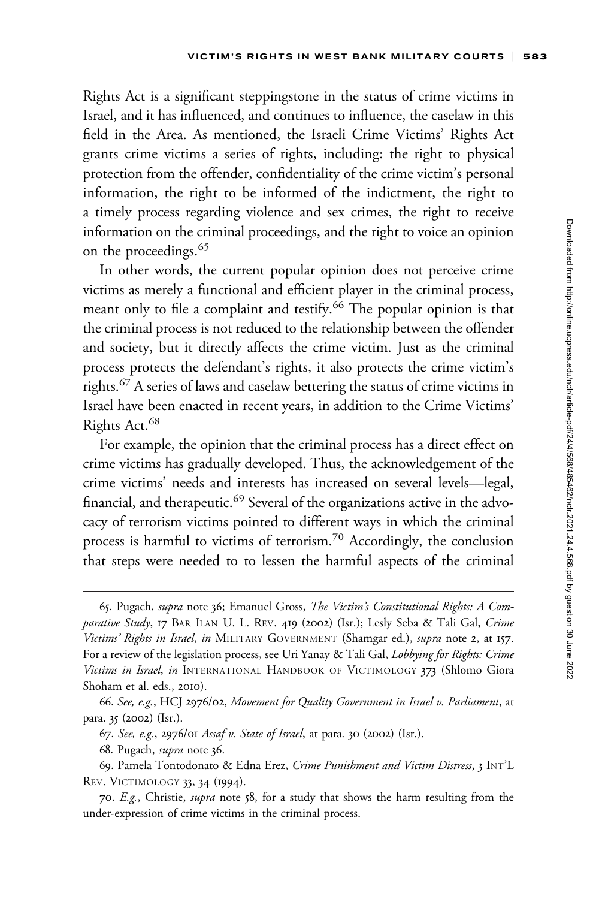Rights Act is a significant steppingstone in the status of crime victims in Israel, and it has influenced, and continues to influence, the caselaw in this field in the Area. As mentioned, the Israeli Crime Victims' Rights Act grants crime victims a series of rights, including: the right to physical protection from the offender, confidentiality of the crime victim's personal information, the right to be informed of the indictment, the right to a timely process regarding violence and sex crimes, the right to receive information on the criminal proceedings, and the right to voice an opinion on the proceedings.[65]

In other words, the current popular opinion does not perceive crime victims as merely a functional and efficient player in the criminal process, meant only to file a complaint and testify.[66] The popular opinion is that the criminal process is not reduced to the relationship between the offender and society, but it directly affects the crime victim. Just as the criminal process protects the defendant's rights, it also protects the crime victim's rights.[67] A series of laws and caselaw bettering the status of crime victims in Israel have been enacted in recent years, in addition to the Crime Victims' Rights Act.[68]

For example, the opinion that the criminal process has a direct effect on crime victims has gradually developed. Thus, the acknowledgement of the crime victims' needs and interests has increased on several levels—legal, financial, and therapeutic.[69] Several of the organizations active in the advocacy of terrorism victims pointed to different ways in which the criminal process is harmful to victims of terrorism.[70] Accordingly, the conclusion that steps were needed to to lessen the harmful aspects of the criminal

---

65. Pugach, *supra* note 36; Emanuel Gross, *The Victim's Constitutional Rights: A Comparative Study*, 17 BAR ILAN U. L. REV. 419 (2002) (Isr.); Lesly Seba & Tali Gal, *Crime Victims' Rights in Israel*, *in* MILITARY GOVERNMENT (Shamgar ed.), *supra* note 2, at 157. For a review of the legislation process, see Uri Yanay & Tali Gal, *Lobbying for Rights: Crime Victims in Israel*, *in* INTERNATIONAL HANDBOOK OF VICTIMOLOGY 373 (Shlomo Giora Shoham et al. eds., 2010).

66. *See, e.g.*, HCJ 2976/02, *Movement for Quality Government in Israel v. Parliament*, at para. 35 (2002) (Isr.).

67. *See, e.g.*, 2976/01 *Assaf v. State of Israel*, at para. 30 (2002) (Isr.).

68. Pugach, *supra* note 36.

69. Pamela Tontodonato & Edna Erez, *Crime Punishment and Victim Distress*, 3 INT'L REV. VICTIMOLOGY 33, 34 (1994).

70. *E.g.*, Christie, *supra* note 58, for a study that shows the harm resulting from the under-expression of crime victims in the criminal process.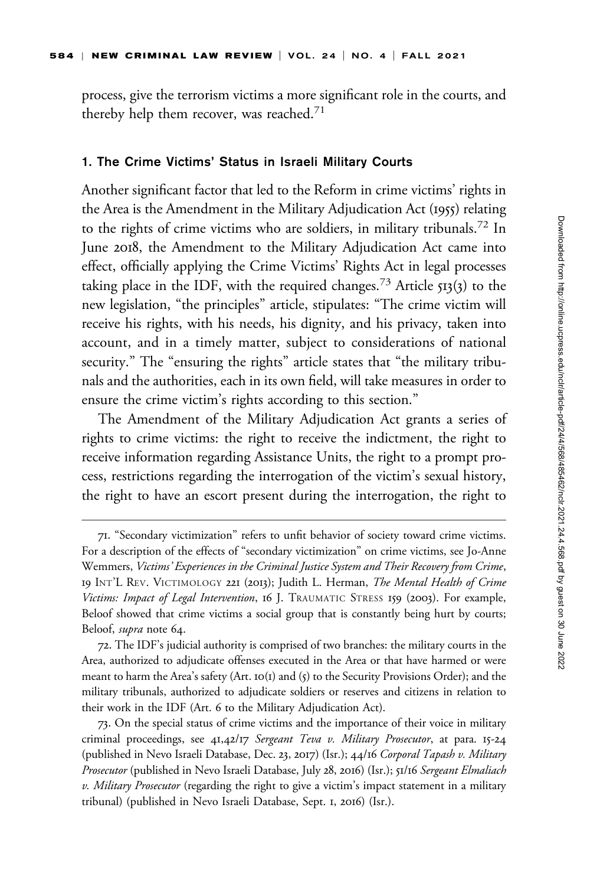process, give the terrorism victims a more significant role in the courts, and thereby help them recover, was reached.[71]

### 1. The Crime Victims' Status in Israeli Military Courts

Another significant factor that led to the Reform in crime victims' rights in the Area is the Amendment in the Military Adjudication Act (1955) relating to the rights of crime victims who are soldiers, in military tribunals.[72] In June 2018, the Amendment to the Military Adjudication Act came into effect, officially applying the Crime Victims' Rights Act in legal processes taking place in the IDF, with the required changes.[73] Article 513(3) to the new legislation, "the principles" article, stipulates: "The crime victim will receive his rights, with his needs, his dignity, and his privacy, taken into account, and in a timely matter, subject to considerations of national security." The "ensuring the rights" article states that "the military tribunals and the authorities, each in its own field, will take measures in order to ensure the crime victim's rights according to this section."

The Amendment of the Military Adjudication Act grants a series of rights to crime victims: the right to receive the indictment, the right to receive information regarding Assistance Units, the right to a prompt process, restrictions regarding the interrogation of the victim's sexual history, the right to have an escort present during the interrogation, the right to

---

71. "Secondary victimization" refers to unfit behavior of society toward crime victims. For a description of the effects of "secondary victimization" on crime victims, see Jo-Anne Wemmers, *Victims' Experiences in the Criminal Justice System and Their Recovery from Crime*, 19 INT'L REV. VICTIMOLOGY 221 (2013); Judith L. Herman, *The Mental Health of Crime Victims: Impact of Legal Intervention*, 16 J. TRAUMATIC STRESS 159 (2003). For example, Beloof showed that crime victims a social group that is constantly being hurt by courts; Beloof, *supra* note 64.

72. The IDF's judicial authority is comprised of two branches: the military courts in the Area, authorized to adjudicate offenses executed in the Area or that have harmed or were meant to harm the Area's safety (Art. 10(1) and (5) to the Security Provisions Order); and the military tribunals, authorized to adjudicate soldiers or reserves and citizens in relation to their work in the IDF (Art. 6 to the Military Adjudication Act).

73. On the special status of crime victims and the importance of their voice in military criminal proceedings, see 41,42/17 *Sergeant Teva v. Military Prosecutor*, at para. 15-24 (published in Nevo Israeli Database, Dec. 23, 2017) (Isr.); 44/16 *Corporal Tapash v. Military Prosecutor* (published in Nevo Israeli Database, July 28, 2016) (Isr.); 51/16 *Sergeant Elmaliach v. Military Prosecutor* (regarding the right to give a victim's impact statement in a military tribunal) (published in Nevo Israeli Database, Sept. 1, 2016) (Isr.).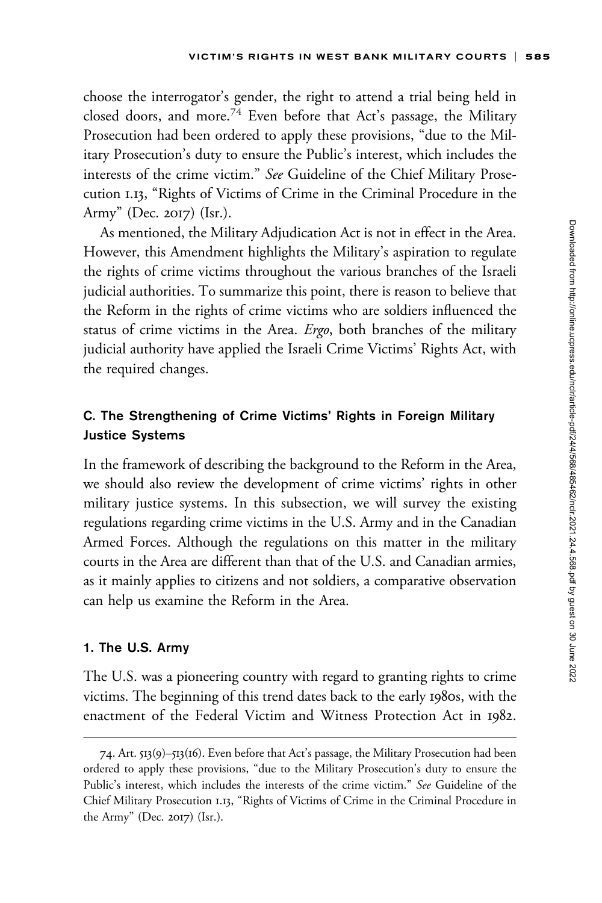choose the interrogator's gender, the right to attend a trial being held in closed doors, and more.[74] Even before that Act's passage, the Military Prosecution had been ordered to apply these provisions, "due to the Military Prosecution's duty to ensure the Public's interest, which includes the interests of the crime victim." *See* Guideline of the Chief Military Prosecution 1.13, "Rights of Victims of Crime in the Criminal Procedure in the Army" (Dec. 2017) (Isr.).

As mentioned, the Military Adjudication Act is not in effect in the Area. However, this Amendment highlights the Military's aspiration to regulate the rights of crime victims throughout the various branches of the Israeli judicial authorities. To summarize this point, there is reason to believe that the Reform in the rights of crime victims who are soldiers influenced the status of crime victims in the Area. *Ergo*, both branches of the military judicial authority have applied the Israeli Crime Victims' Rights Act, with the required changes.

### C. The Strengthening of Crime Victims' Rights in Foreign Military Justice Systems

In the framework of describing the background to the Reform in the Area, we should also review the development of crime victims' rights in other military justice systems. In this subsection, we will survey the existing regulations regarding crime victims in the U.S. Army and in the Canadian Armed Forces. Although the regulations on this matter in the military courts in the Area are different than that of the U.S. and Canadian armies, as it mainly applies to citizens and not soldiers, a comparative observation can help us examine the Reform in the Area.

#### 1. The U.S. Army

The U.S. was a pioneering country with regard to granting rights to crime victims. The beginning of this trend dates back to the early 1980s, with the enactment of the Federal Victim and Witness Protection Act in 1982.

---

74. Art. 513(9)–513(16). Even before that Act's passage, the Military Prosecution had been ordered to apply these provisions, "due to the Military Prosecution's duty to ensure the Public's interest, which includes the interests of the crime victim." *See* Guideline of the Chief Military Prosecution 1.13, "Rights of Victims of Crime in the Criminal Procedure in the Army" (Dec. 2017) (Isr.).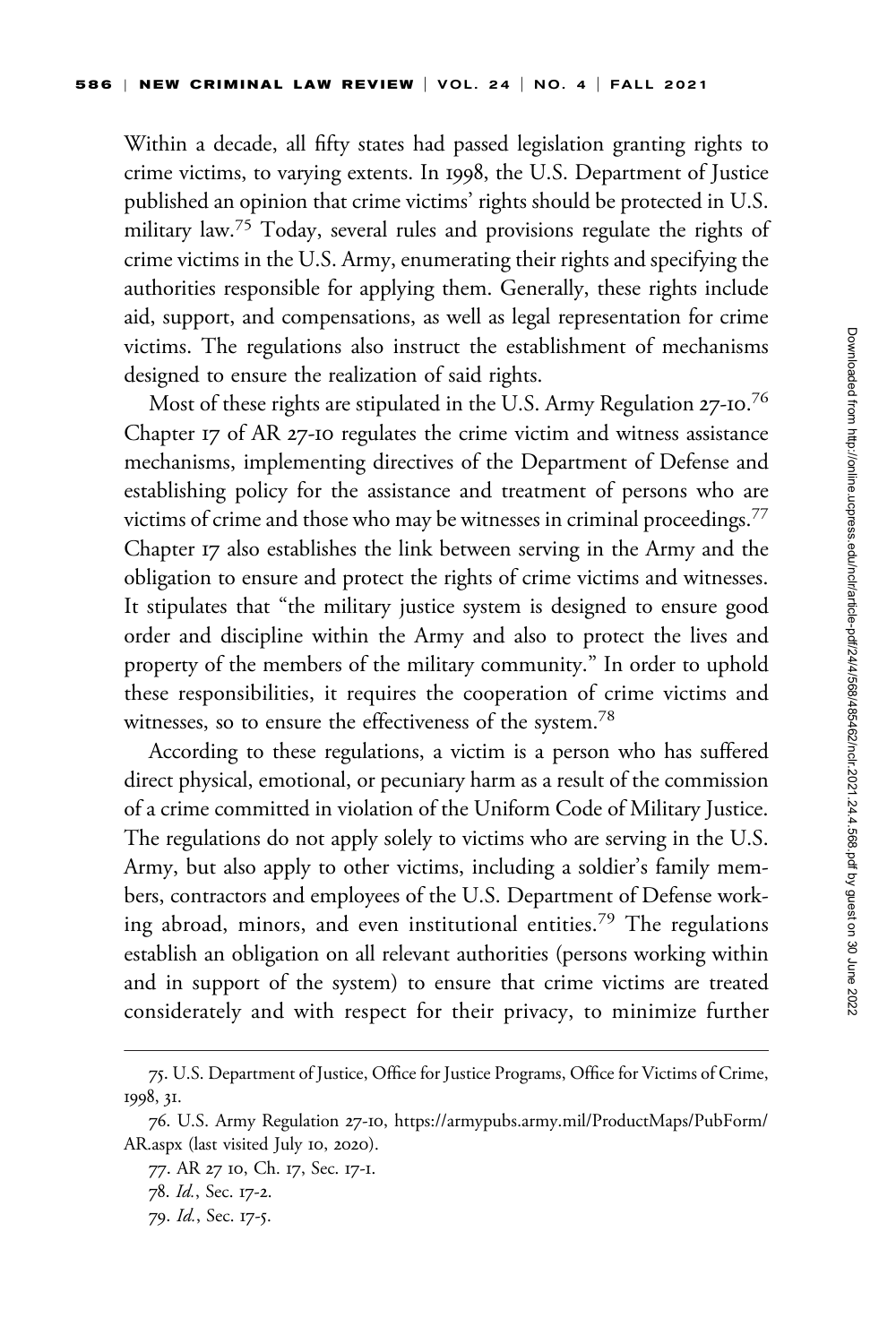Within a decade, all fifty states had passed legislation granting rights to crime victims, to varying extents. In 1998, the U.S. Department of Justice published an opinion that crime victims' rights should be protected in U.S. military law.[75] Today, several rules and provisions regulate the rights of crime victims in the U.S. Army, enumerating their rights and specifying the authorities responsible for applying them. Generally, these rights include aid, support, and compensations, as well as legal representation for crime victims. The regulations also instruct the establishment of mechanisms designed to ensure the realization of said rights.

Most of these rights are stipulated in the U.S. Army Regulation 27-10.[76] Chapter 17 of AR 27-10 regulates the crime victim and witness assistance mechanisms, implementing directives of the Department of Defense and establishing policy for the assistance and treatment of persons who are victims of crime and those who may be witnesses in criminal proceedings.[77] Chapter 17 also establishes the link between serving in the Army and the obligation to ensure and protect the rights of crime victims and witnesses. It stipulates that "the military justice system is designed to ensure good order and discipline within the Army and also to protect the lives and property of the members of the military community." In order to uphold these responsibilities, it requires the cooperation of crime victims and witnesses, so to ensure the effectiveness of the system.[78]

According to these regulations, a victim is a person who has suffered direct physical, emotional, or pecuniary harm as a result of the commission of a crime committed in violation of the Uniform Code of Military Justice. The regulations do not apply solely to victims who are serving in the U.S. Army, but also apply to other victims, including a soldier's family members, contractors and employees of the U.S. Department of Defense working abroad, minors, and even institutional entities.[79] The regulations establish an obligation on all relevant authorities (persons working within and in support of the system) to ensure that crime victims are treated considerately and with respect for their privacy, to minimize further

---

75. U.S. Department of Justice, Office for Justice Programs, Office for Victims of Crime, 1998, 31.

76. U.S. Army Regulation 27-10, https://armypubs.army.mil/ProductMaps/PubForm/AR.aspx (last visited July 10, 2020).

77. AR 27 10, Ch. 17, Sec. 17-1.

78. *Id.*, Sec. 17-2.

79. *Id.*, Sec. 17-5.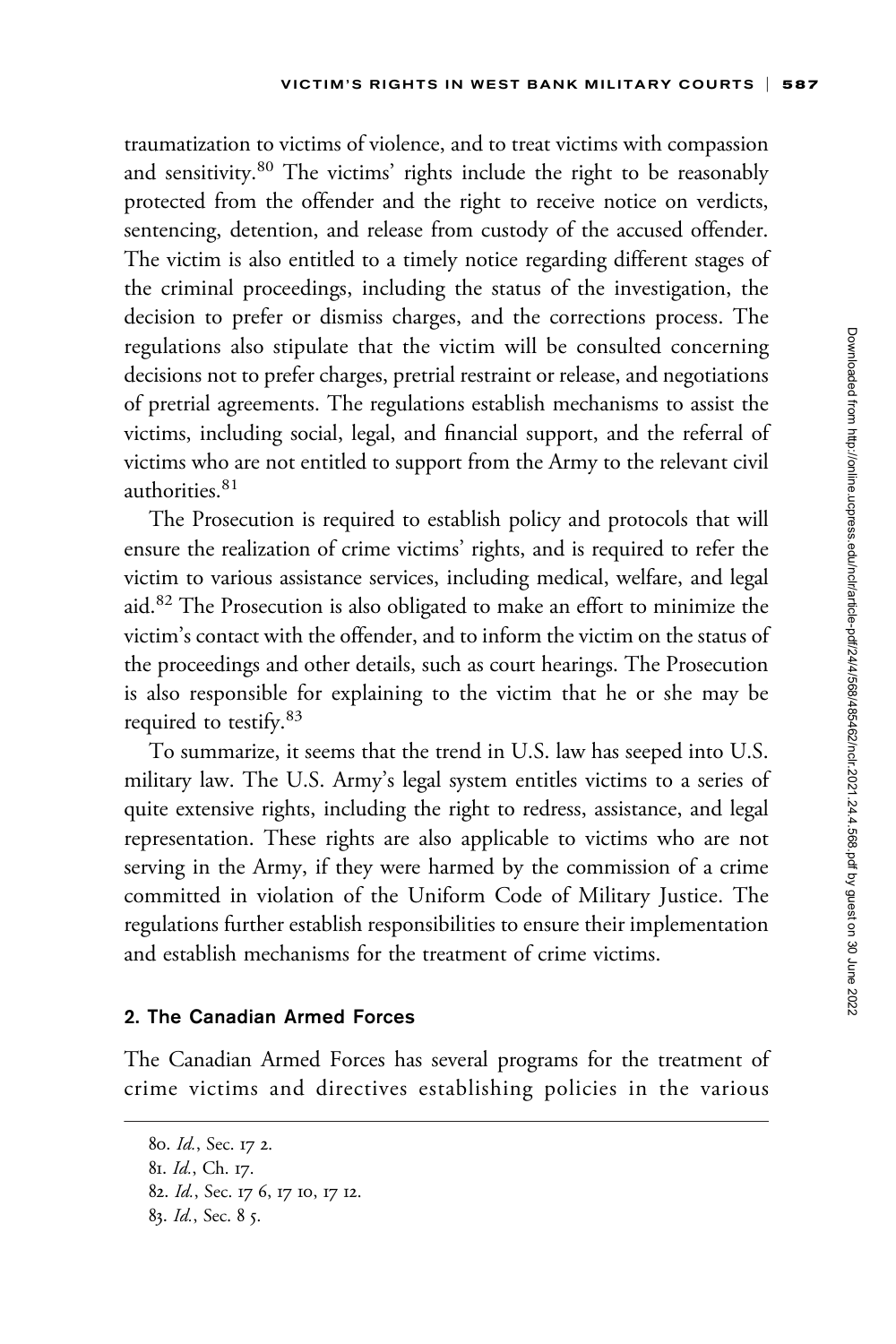traumatization to victims of violence, and to treat victims with compassion and sensitivity.[80] The victims' rights include the right to be reasonably protected from the offender and the right to receive notice on verdicts, sentencing, detention, and release from custody of the accused offender. The victim is also entitled to a timely notice regarding different stages of the criminal proceedings, including the status of the investigation, the decision to prefer or dismiss charges, and the corrections process. The regulations also stipulate that the victim will be consulted concerning decisions not to prefer charges, pretrial restraint or release, and negotiations of pretrial agreements. The regulations establish mechanisms to assist the victims, including social, legal, and financial support, and the referral of victims who are not entitled to support from the Army to the relevant civil authorities.[81]

The Prosecution is required to establish policy and protocols that will ensure the realization of crime victims' rights, and is required to refer the victim to various assistance services, including medical, welfare, and legal aid.[82] The Prosecution is also obligated to make an effort to minimize the victim's contact with the offender, and to inform the victim on the status of the proceedings and other details, such as court hearings. The Prosecution is also responsible for explaining to the victim that he or she may be required to testify.[83]

To summarize, it seems that the trend in U.S. law has seeped into U.S. military law. The U.S. Army's legal system entitles victims to a series of quite extensive rights, including the right to redress, assistance, and legal representation. These rights are also applicable to victims who are not serving in the Army, if they were harmed by the commission of a crime committed in violation of the Uniform Code of Military Justice. The regulations further establish responsibilities to ensure their implementation and establish mechanisms for the treatment of crime victims.

#### 2. The Canadian Armed Forces

The Canadian Armed Forces has several programs for the treatment of crime victims and directives establishing policies in the various

---

80. *Id.*, Sec. 17 2.

81. *Id.*, Ch. 17.

82. *Id.*, Sec. 17 6, 17 10, 17 12.

83. *Id.*, Sec. 8 5.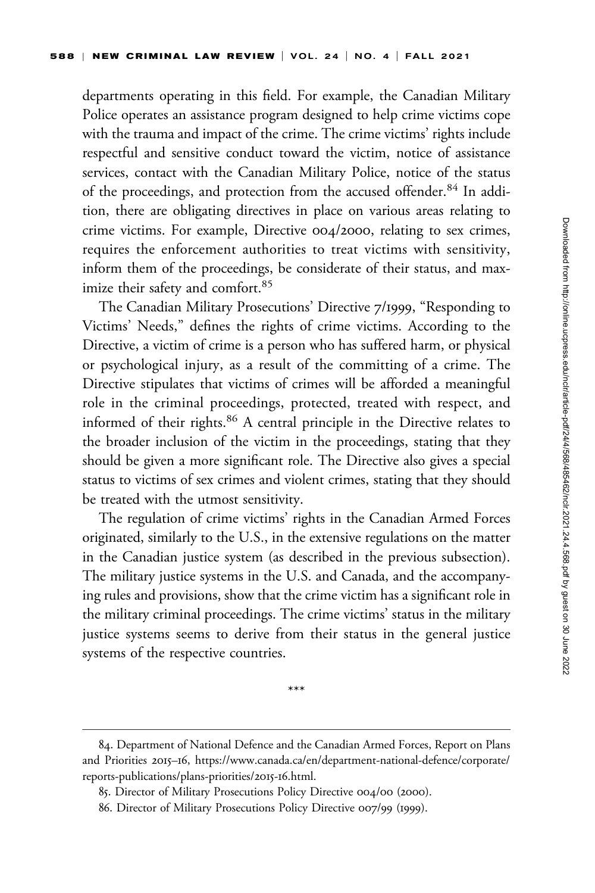departments operating in this field. For example, the Canadian Military Police operates an assistance program designed to help crime victims cope with the trauma and impact of the crime. The crime victims' rights include respectful and sensitive conduct toward the victim, notice of assistance services, contact with the Canadian Military Police, notice of the status of the proceedings, and protection from the accused offender.[84] In addition, there are obligating directives in place on various areas relating to crime victims. For example, Directive 004/2000, relating to sex crimes, requires the enforcement authorities to treat victims with sensitivity, inform them of the proceedings, be considerate of their status, and maximize their safety and comfort.[85]

The Canadian Military Prosecutions' Directive 7/1999, "Responding to Victims' Needs," defines the rights of crime victims. According to the Directive, a victim of crime is a person who has suffered harm, or physical or psychological injury, as a result of the committing of a crime. The Directive stipulates that victims of crimes will be afforded a meaningful role in the criminal proceedings, protected, treated with respect, and informed of their rights.[86] A central principle in the Directive relates to the broader inclusion of the victim in the proceedings, stating that they should be given a more significant role. The Directive also gives a special status to victims of sex crimes and violent crimes, stating that they should be treated with the utmost sensitivity.

The regulation of crime victims' rights in the Canadian Armed Forces originated, similarly to the U.S., in the extensive regulations on the matter in the Canadian justice system (as described in the previous subsection). The military justice systems in the U.S. and Canada, and the accompanying rules and provisions, show that the crime victim has a significant role in the military criminal proceedings. The crime victims' status in the military justice systems seems to derive from their status in the general justice systems of the respective countries.

\*\*\*

---

84. Department of National Defence and the Canadian Armed Forces, Report on Plans and Priorities 2015–16, https://www.canada.ca/en/department-national-defence/corporate/reports-publications/plans-priorities/2015-16.html.

85. Director of Military Prosecutions Policy Directive 004/00 (2000).

86. Director of Military Prosecutions Policy Directive 007/99 (1999).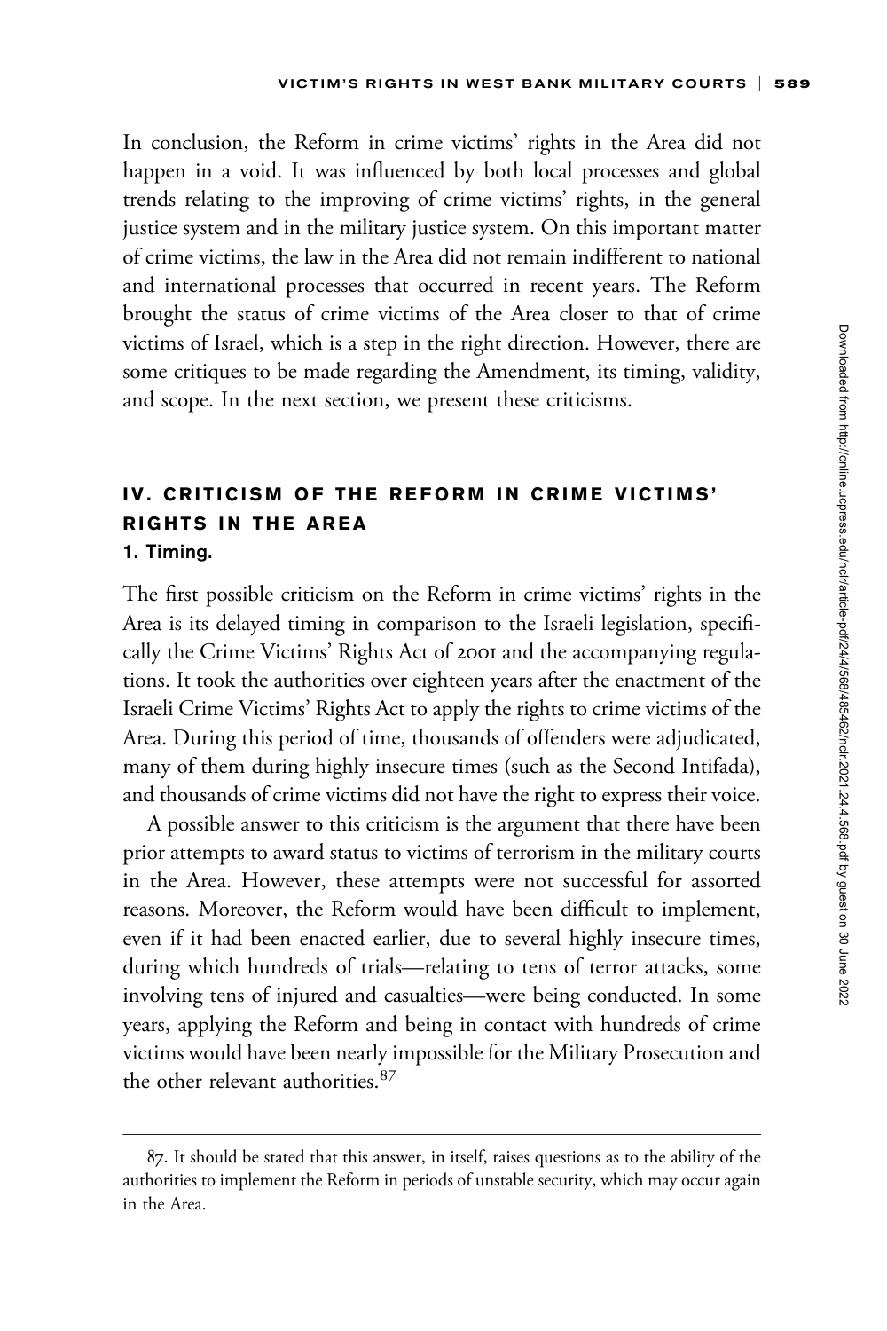In conclusion, the Reform in crime victims' rights in the Area did not happen in a void. It was influenced by both local processes and global trends relating to the improving of crime victims' rights, in the general justice system and in the military justice system. On this important matter of crime victims, the law in the Area did not remain indifferent to national and international processes that occurred in recent years. The Reform brought the status of crime victims of the Area closer to that of crime victims of Israel, which is a step in the right direction. However, there are some critiques to be made regarding the Amendment, its timing, validity, and scope. In the next section, we present these criticisms.

## IV. CRITICISM OF THE REFORM IN CRIME VICTIMS' RIGHTS IN THE AREA

### 1. Timing.

The first possible criticism on the Reform in crime victims' rights in the Area is its delayed timing in comparison to the Israeli legislation, specifically the Crime Victims' Rights Act of 2001 and the accompanying regulations. It took the authorities over eighteen years after the enactment of the Israeli Crime Victims' Rights Act to apply the rights to crime victims of the Area. During this period of time, thousands of offenders were adjudicated, many of them during highly insecure times (such as the Second Intifada), and thousands of crime victims did not have the right to express their voice.

A possible answer to this criticism is the argument that there have been prior attempts to award status to victims of terrorism in the military courts in the Area. However, these attempts were not successful for assorted reasons. Moreover, the Reform would have been difficult to implement, even if it had been enacted earlier, due to several highly insecure times, during which hundreds of trials—relating to tens of terror attacks, some involving tens of injured and casualties—were being conducted. In some years, applying the Reform and being in contact with hundreds of crime victims would have been nearly impossible for the Military Prosecution and the other relevant authorities.[87]

---

87. It should be stated that this answer, in itself, raises questions as to the ability of the authorities to implement the Reform in periods of unstable security, which may occur again in the Area.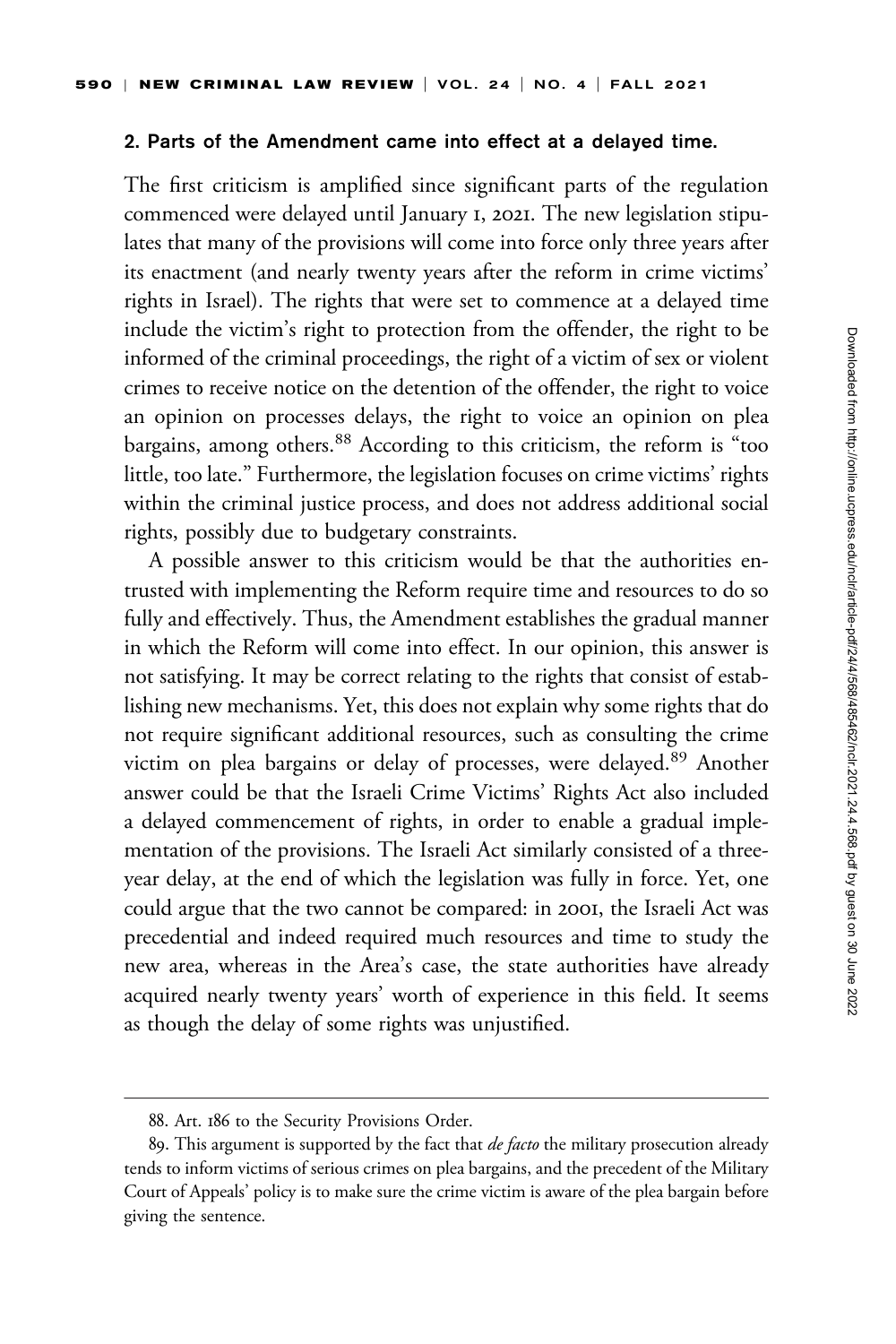#### 2. Parts of the Amendment came into effect at a delayed time.

The first criticism is amplified since significant parts of the regulation commenced were delayed until January 1, 2021. The new legislation stipulates that many of the provisions will come into force only three years after its enactment (and nearly twenty years after the reform in crime victims' rights in Israel). The rights that were set to commence at a delayed time include the victim's right to protection from the offender, the right to be informed of the criminal proceedings, the right of a victim of sex or violent crimes to receive notice on the detention of the offender, the right to voice an opinion on processes delays, the right to voice an opinion on plea bargains, among others.[88] According to this criticism, the reform is "too little, too late." Furthermore, the legislation focuses on crime victims' rights within the criminal justice process, and does not address additional social rights, possibly due to budgetary constraints.

A possible answer to this criticism would be that the authorities entrusted with implementing the Reform require time and resources to do so fully and effectively. Thus, the Amendment establishes the gradual manner in which the Reform will come into effect. In our opinion, this answer is not satisfying. It may be correct relating to the rights that consist of establishing new mechanisms. Yet, this does not explain why some rights that do not require significant additional resources, such as consulting the crime victim on plea bargains or delay of processes, were delayed.[89] Another answer could be that the Israeli Crime Victims' Rights Act also included a delayed commencement of rights, in order to enable a gradual implementation of the provisions. The Israeli Act similarly consisted of a three-year delay, at the end of which the legislation was fully in force. Yet, one could argue that the two cannot be compared: in 2001, the Israeli Act was precedential and indeed required much resources and time to study the new area, whereas in the Area's case, the state authorities have already acquired nearly twenty years' worth of experience in this field. It seems as though the delay of some rights was unjustified.

---

88. Art. 186 to the Security Provisions Order.

89. This argument is supported by the fact that *de facto* the military prosecution already tends to inform victims of serious crimes on plea bargains, and the precedent of the Military Court of Appeals' policy is to make sure the crime victim is aware of the plea bargain before giving the sentence.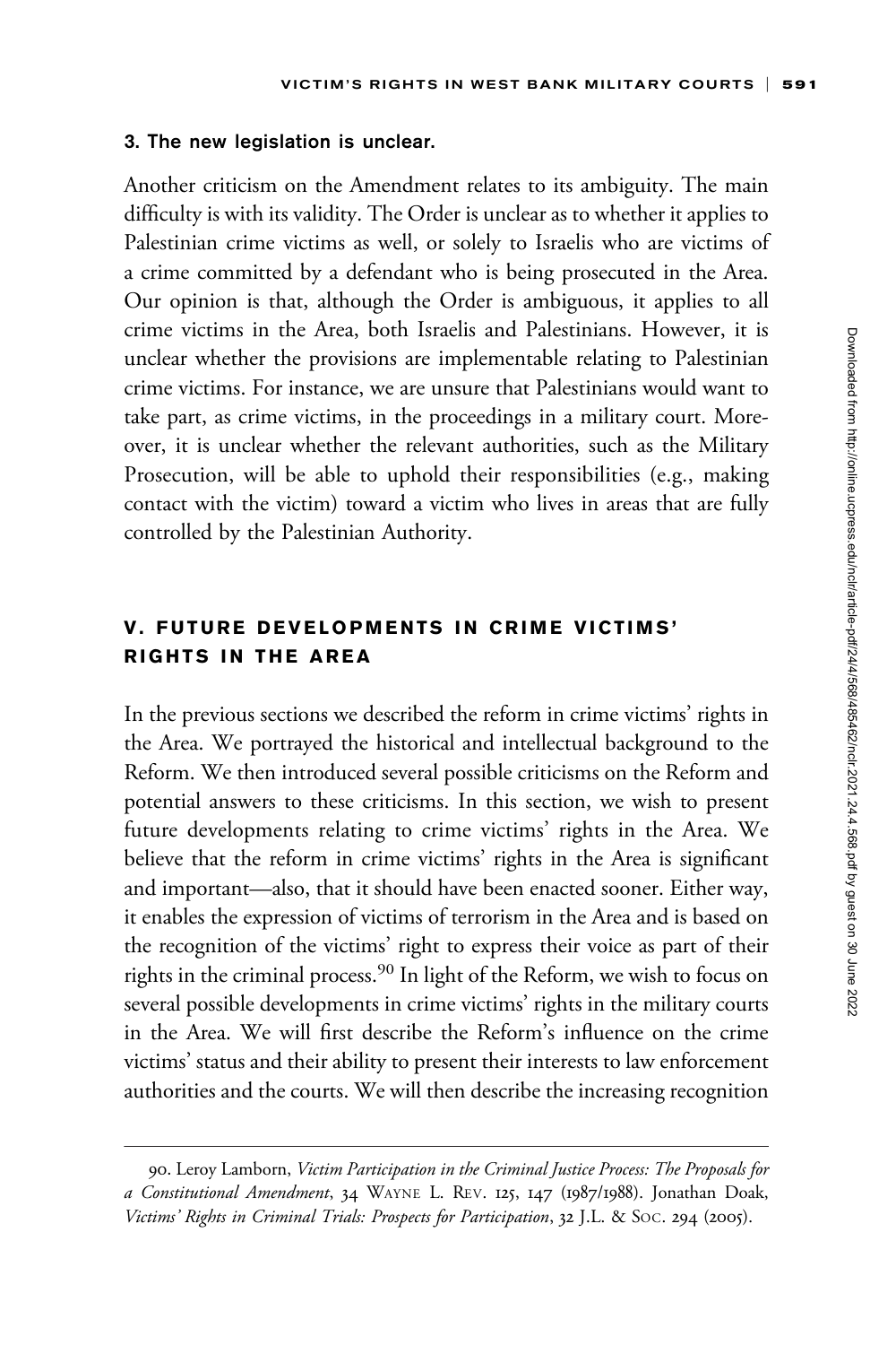### 3. The new legislation is unclear.

Another criticism on the Amendment relates to its ambiguity. The main difficulty is with its validity. The Order is unclear as to whether it applies to Palestinian crime victims as well, or solely to Israelis who are victims of a crime committed by a defendant who is being prosecuted in the Area. Our opinion is that, although the Order is ambiguous, it applies to all crime victims in the Area, both Israelis and Palestinians. However, it is unclear whether the provisions are implementable relating to Palestinian crime victims. For instance, we are unsure that Palestinians would want to take part, as crime victims, in the proceedings in a military court. Moreover, it is unclear whether the relevant authorities, such as the Military Prosecution, will be able to uphold their responsibilities (e.g., making contact with the victim) toward a victim who lives in areas that are fully controlled by the Palestinian Authority.

## V. FUTURE DEVELOPMENTS IN CRIME VICTIMS' RIGHTS IN THE AREA

In the previous sections we described the reform in crime victims' rights in the Area. We portrayed the historical and intellectual background to the Reform. We then introduced several possible criticisms on the Reform and potential answers to these criticisms. In this section, we wish to present future developments relating to crime victims' rights in the Area. We believe that the reform in crime victims' rights in the Area is significant and important—also, that it should have been enacted sooner. Either way, it enables the expression of victims of terrorism in the Area and is based on the recognition of the victims' right to express their voice as part of their rights in the criminal process.[90] In light of the Reform, we wish to focus on several possible developments in crime victims' rights in the military courts in the Area. We will first describe the Reform's influence on the crime victims' status and their ability to present their interests to law enforcement authorities and the courts. We will then describe the increasing recognition

90. Leroy Lamborn, *Victim Participation in the Criminal Justice Process: The Proposals for a Constitutional Amendment*, 34 WAYNE L. REV. 125, 147 (1987/1988). Jonathan Doak, *Victims' Rights in Criminal Trials: Prospects for Participation*, 32 J.L. & SOC. 294 (2005).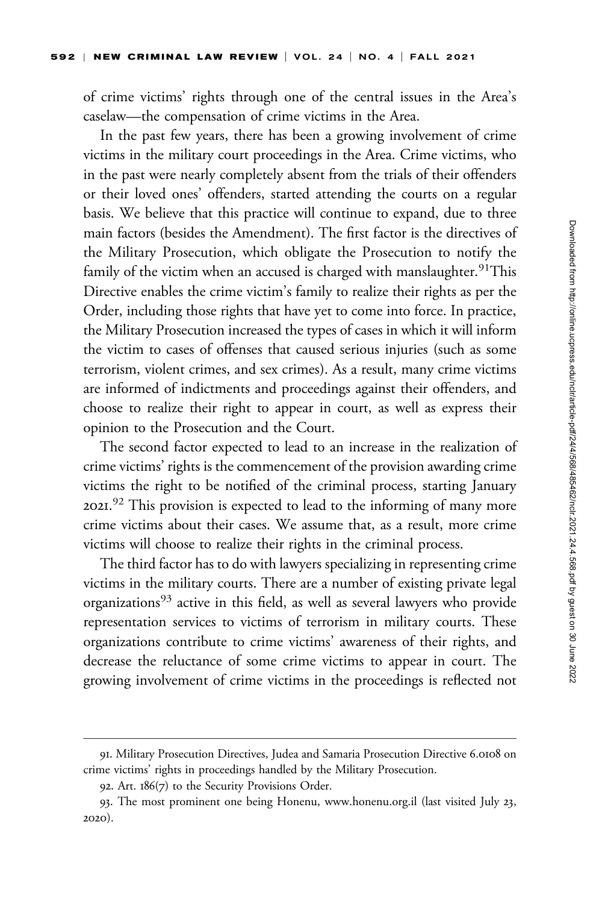of crime victims' rights through one of the central issues in the Area's caselaw—the compensation of crime victims in the Area.

In the past few years, there has been a growing involvement of crime victims in the military court proceedings in the Area. Crime victims, who in the past were nearly completely absent from the trials of their offenders or their loved ones' offenders, started attending the courts on a regular basis. We believe that this practice will continue to expand, due to three main factors (besides the Amendment). The first factor is the directives of the Military Prosecution, which obligate the Prosecution to notify the family of the victim when an accused is charged with manslaughter.[91] This Directive enables the crime victim's family to realize their rights as per the Order, including those rights that have yet to come into force. In practice, the Military Prosecution increased the types of cases in which it will inform the victim to cases of offenses that caused serious injuries (such as some terrorism, violent crimes, and sex crimes). As a result, many crime victims are informed of indictments and proceedings against their offenders, and choose to realize their right to appear in court, as well as express their opinion to the Prosecution and the Court.

The second factor expected to lead to an increase in the realization of crime victims' rights is the commencement of the provision awarding crime victims the right to be notified of the criminal process, starting January 2021.[92] This provision is expected to lead to the informing of many more crime victims about their cases. We assume that, as a result, more crime victims will choose to realize their rights in the criminal process.

The third factor has to do with lawyers specializing in representing crime victims in the military courts. There are a number of existing private legal organizations[93] active in this field, as well as several lawyers who provide representation services to victims of terrorism in military courts. These organizations contribute to crime victims' awareness of their rights, and decrease the reluctance of some crime victims to appear in court. The growing involvement of crime victims in the proceedings is reflected not

---

91. Military Prosecution Directives, Judea and Samaria Prosecution Directive 6.0108 on crime victims' rights in proceedings handled by the Military Prosecution.

92. Art. 186(7) to the Security Provisions Order.

93. The most prominent one being Honenu, www.honenu.org.il (last visited July 23, 2020).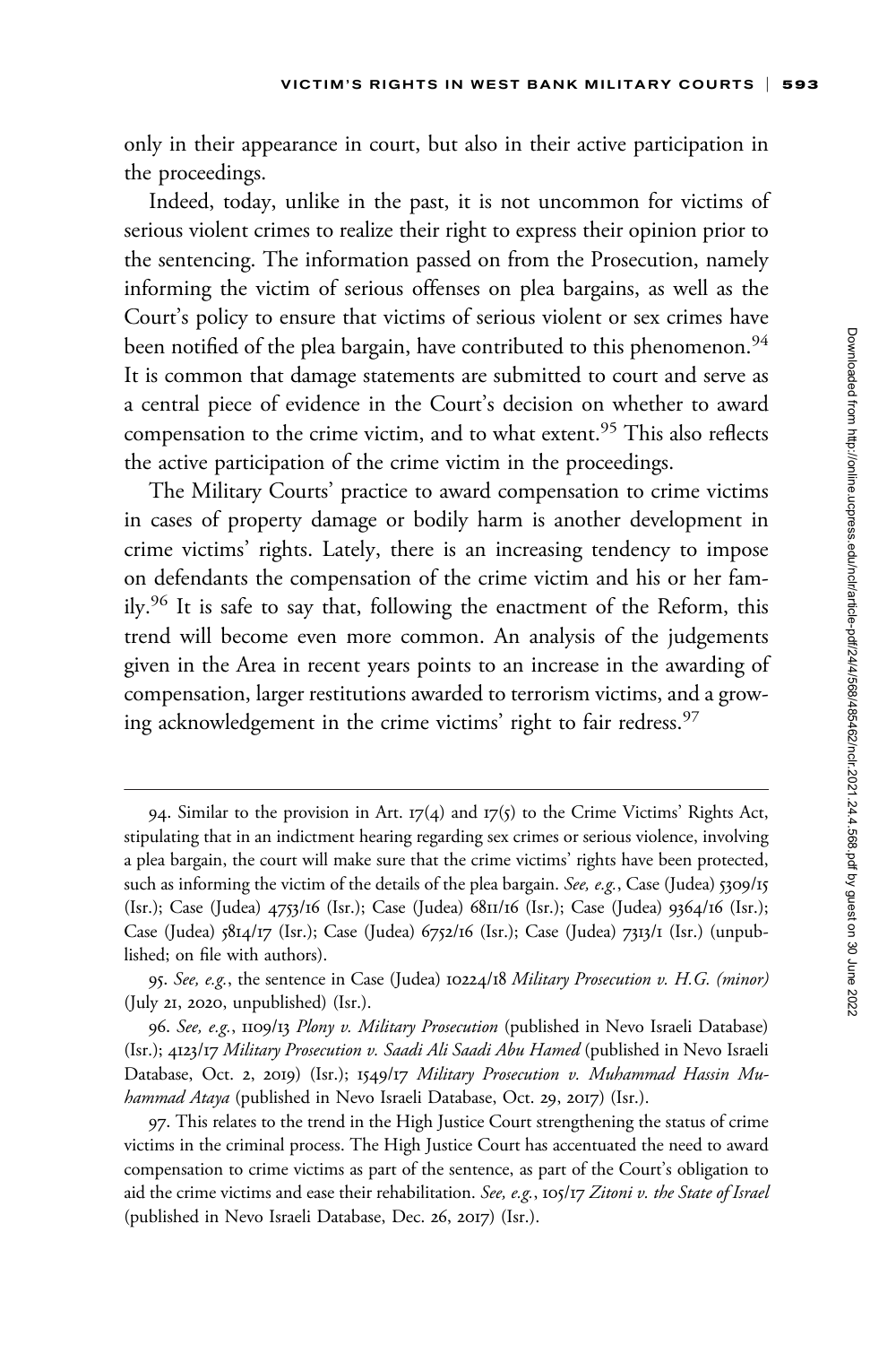only in their appearance in court, but also in their active participation in the proceedings.

Indeed, today, unlike in the past, it is not uncommon for victims of serious violent crimes to realize their right to express their opinion prior to the sentencing. The information passed on from the Prosecution, namely informing the victim of serious offenses on plea bargains, as well as the Court's policy to ensure that victims of serious violent or sex crimes have been notified of the plea bargain, have contributed to this phenomenon.[94] It is common that damage statements are submitted to court and serve as a central piece of evidence in the Court's decision on whether to award compensation to the crime victim, and to what extent.[95] This also reflects the active participation of the crime victim in the proceedings.

The Military Courts' practice to award compensation to crime victims in cases of property damage or bodily harm is another development in crime victims' rights. Lately, there is an increasing tendency to impose on defendants the compensation of the crime victim and his or her family.[96] It is safe to say that, following the enactment of the Reform, this trend will become even more common. An analysis of the judgements given in the Area in recent years points to an increase in the awarding of compensation, larger restitutions awarded to terrorism victims, and a growing acknowledgement in the crime victims' right to fair redress.[97]

---

94. Similar to the provision in Art. 17(4) and 17(5) to the Crime Victims' Rights Act, stipulating that in an indictment hearing regarding sex crimes or serious violence, involving a plea bargain, the court will make sure that the crime victims' rights have been protected, such as informing the victim of the details of the plea bargain. *See, e.g.*, Case (Judea) 5309/15 (Isr.); Case (Judea) 4753/16 (Isr.); Case (Judea) 6811/16 (Isr.); Case (Judea) 9364/16 (Isr.); Case (Judea) 5814/17 (Isr.); Case (Judea) 6752/16 (Isr.); Case (Judea) 7313/1 (Isr.) (unpublished; on file with authors).

95. *See, e.g.*, the sentence in Case (Judea) 10224/18 *Military Prosecution v. H.G. (minor)* (July 21, 2020, unpublished) (Isr.).

96. *See, e.g.*, 1109/13 *Plony v. Military Prosecution* (published in Nevo Israeli Database) (Isr.); 4123/17 *Military Prosecution v. Saadi Ali Saadi Abu Hamed* (published in Nevo Israeli Database, Oct. 2, 2019) (Isr.); 1549/17 *Military Prosecution v. Muhammad Hassin Muhammad Ataya* (published in Nevo Israeli Database, Oct. 29, 2017) (Isr.).

97. This relates to the trend in the High Justice Court strengthening the status of crime victims in the criminal process. The High Justice Court has accentuated the need to award compensation to crime victims as part of the sentence, as part of the Court's obligation to aid the crime victims and ease their rehabilitation. *See, e.g.*, 105/17 *Zitoni v. the State of Israel* (published in Nevo Israeli Database, Dec. 26, 2017) (Isr.).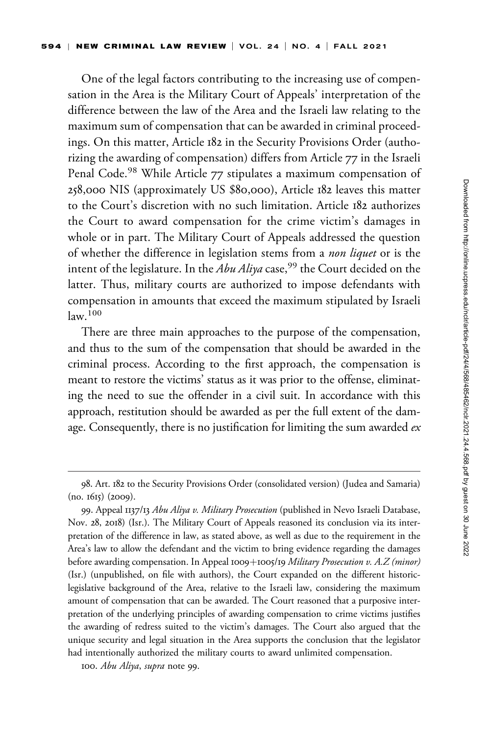One of the legal factors contributing to the increasing use of compensation in the Area is the Military Court of Appeals' interpretation of the difference between the law of the Area and the Israeli law relating to the maximum sum of compensation that can be awarded in criminal proceedings. On this matter, Article 182 in the Security Provisions Order (authorizing the awarding of compensation) differs from Article 77 in the Israeli Penal Code.[98] While Article 77 stipulates a maximum compensation of 258,000 NIS (approximately US $80,000), Article 182 leaves this matter to the Court's discretion with no such limitation. Article 182 authorizes the Court to award compensation for the crime victim's damages in whole or in part. The Military Court of Appeals addressed the question of whether the difference in legislation stems from a *non liquet* or is the intent of the legislature. In the *Abu Aliya* case,[99] the Court decided on the latter. Thus, military courts are authorized to impose defendants with compensation in amounts that exceed the maximum stipulated by Israeli law.[100]

There are three main approaches to the purpose of the compensation, and thus to the sum of the compensation that should be awarded in the criminal process. According to the first approach, the compensation is meant to restore the victims' status as it was prior to the offense, eliminating the need to sue the offender in a civil suit. In accordance with this approach, restitution should be awarded as per the full extent of the damage. Consequently, there is no justification for limiting the sum awarded *ex*

---

98. Art. 182 to the Security Provisions Order (consolidated version) (Judea and Samaria) (no. 1615) (2009).

99. Appeal 1137/13 *Abu Aliya v. Military Prosecution* (published in Nevo Israeli Database, Nov. 28, 2018) (Isr.). The Military Court of Appeals reasoned its conclusion via its interpretation of the difference in law, as stated above, as well as due to the requirement in the Area's law to allow the defendant and the victim to bring evidence regarding the damages before awarding compensation. In Appeal 1009+1005/19 *Military Prosecution v. A.Z (minor)* (Isr.) (unpublished, on file with authors), the Court expanded on the different historic-legislative background of the Area, relative to the Israeli law, considering the maximum amount of compensation that can be awarded. The Court reasoned that a purposive interpretation of the underlying principles of awarding compensation to crime victims justifies the awarding of redress suited to the victim's damages. The Court also argued that the unique security and legal situation in the Area supports the conclusion that the legislator had intentionally authorized the military courts to award unlimited compensation.

100. *Abu Aliya*, *supra* note 99.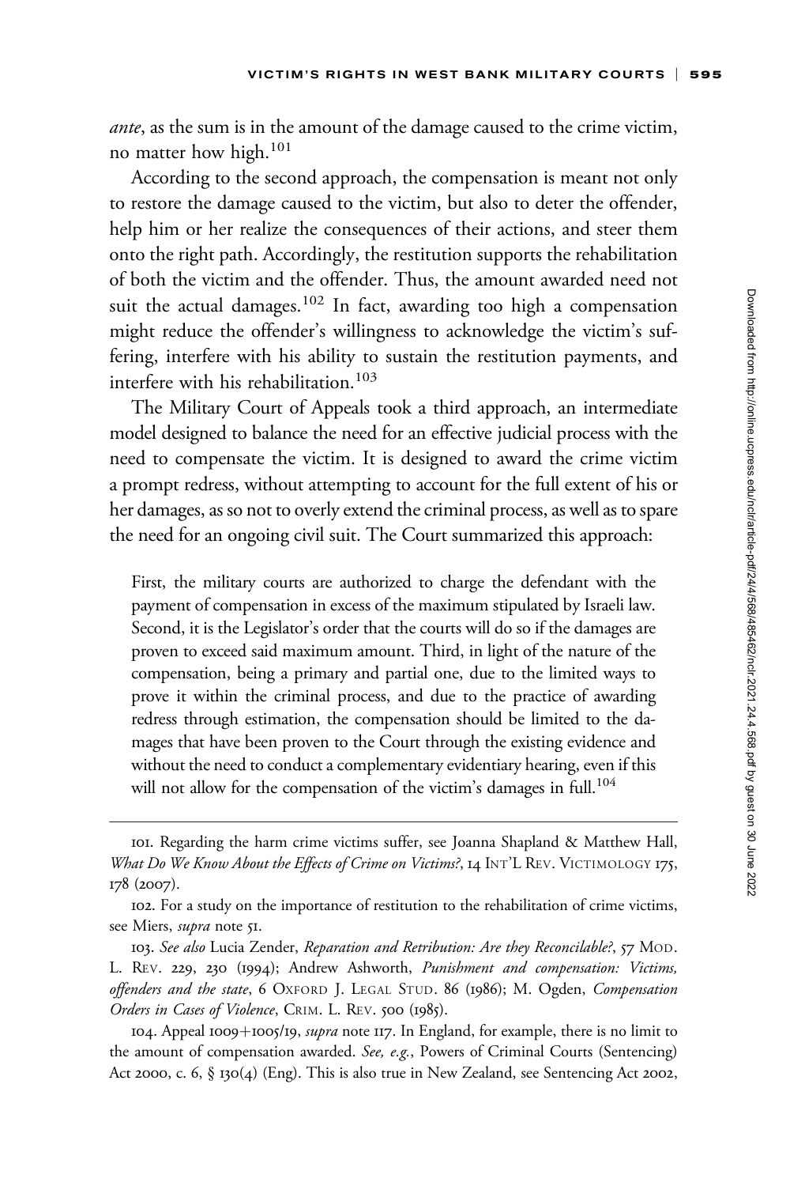*ante*, as the sum is in the amount of the damage caused to the crime victim, no matter how high.[101]

According to the second approach, the compensation is meant not only to restore the damage caused to the victim, but also to deter the offender, help him or her realize the consequences of their actions, and steer them onto the right path. Accordingly, the restitution supports the rehabilitation of both the victim and the offender. Thus, the amount awarded need not suit the actual damages.[102] In fact, awarding too high a compensation might reduce the offender's willingness to acknowledge the victim's suffering, interfere with his ability to sustain the restitution payments, and interfere with his rehabilitation.[103]

The Military Court of Appeals took a third approach, an intermediate model designed to balance the need for an effective judicial process with the need to compensate the victim. It is designed to award the crime victim a prompt redress, without attempting to account for the full extent of his or her damages, as so not to overly extend the criminal process, as well as to spare the need for an ongoing civil suit. The Court summarized this approach:

> First, the military courts are authorized to charge the defendant with the payment of compensation in excess of the maximum stipulated by Israeli law. Second, it is the Legislator's order that the courts will do so if the damages are proven to exceed said maximum amount. Third, in light of the nature of the compensation, being a primary and partial one, due to the limited ways to prove it within the criminal process, and due to the practice of awarding redress through estimation, the compensation should be limited to the damages that have been proven to the Court through the existing evidence and without the need to conduct a complementary evidentiary hearing, even if this will not allow for the compensation of the victim's damages in full.[104]

---

101. Regarding the harm crime victims suffer, see Joanna Shapland & Matthew Hall, *What Do We Know About the Effects of Crime on Victims?*, 14 INT'L REV. VICTIMOLOGY 175, 178 (2007).

102. For a study on the importance of restitution to the rehabilitation of crime victims, see Miers, *supra* note 51.

103. *See also* Lucia Zender, *Reparation and Retribution: Are they Reconcilable?*, 57 MOD. L. REV. 229, 230 (1994); Andrew Ashworth, *Punishment and compensation: Victims, offenders and the state*, 6 OXFORD J. LEGAL STUD. 86 (1986); M. Ogden, *Compensation Orders in Cases of Violence*, CRIM. L. REV. 500 (1985).

104. Appeal 1009+1005/19, *supra* note 117. In England, for example, there is no limit to the amount of compensation awarded. *See, e.g.*, Powers of Criminal Courts (Sentencing) Act 2000, c. 6, § 130(4) (Eng). This is also true in New Zealand, see Sentencing Act 2002,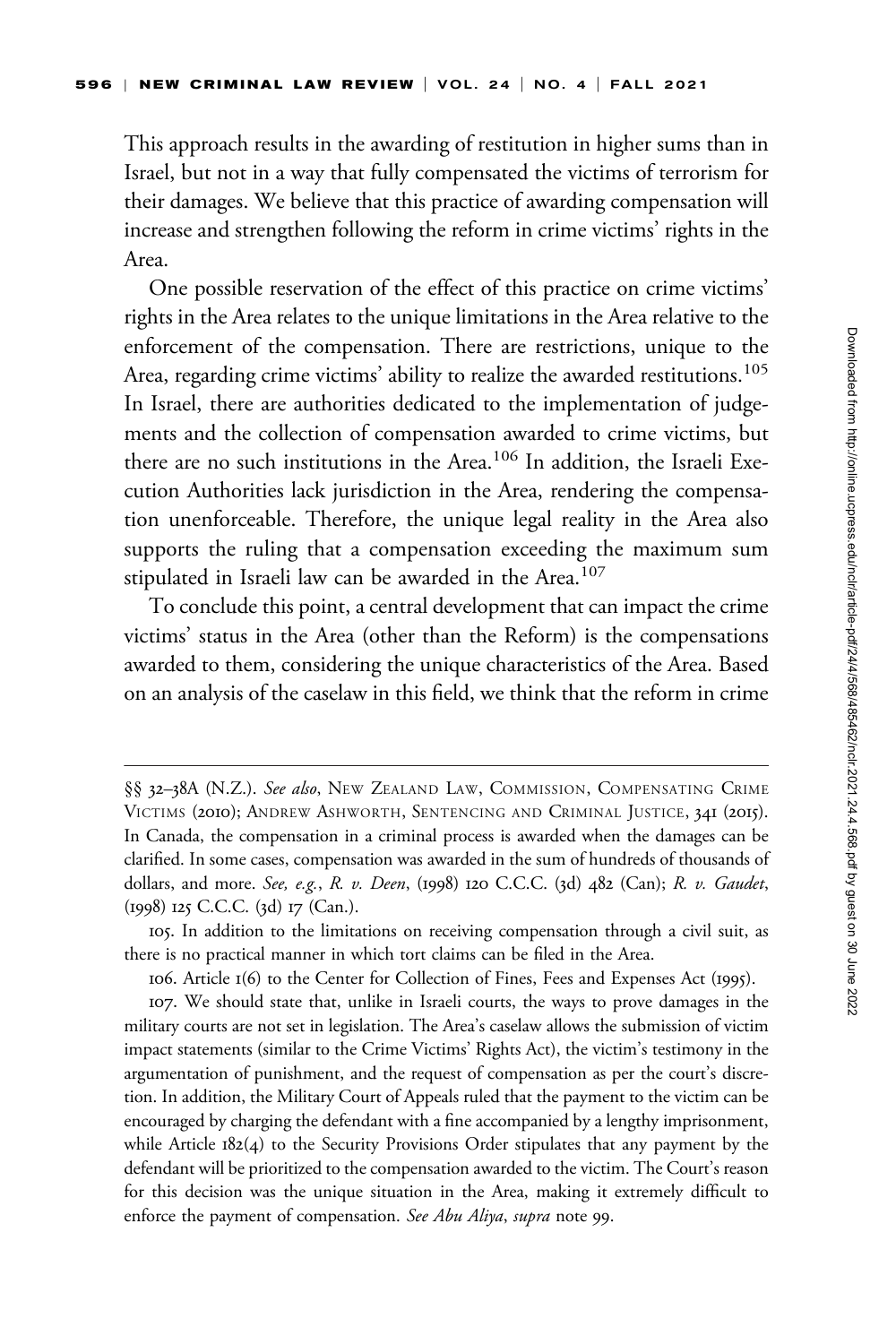This approach results in the awarding of restitution in higher sums than in Israel, but not in a way that fully compensated the victims of terrorism for their damages. We believe that this practice of awarding compensation will increase and strengthen following the reform in crime victims' rights in the Area.

One possible reservation of the effect of this practice on crime victims' rights in the Area relates to the unique limitations in the Area relative to the enforcement of the compensation. There are restrictions, unique to the Area, regarding crime victims' ability to realize the awarded restitutions.[105] In Israel, there are authorities dedicated to the implementation of judgements and the collection of compensation awarded to crime victims, but there are no such institutions in the Area.[106] In addition, the Israeli Execution Authorities lack jurisdiction in the Area, rendering the compensation unenforceable. Therefore, the unique legal reality in the Area also supports the ruling that a compensation exceeding the maximum sum stipulated in Israeli law can be awarded in the Area.[107]

To conclude this point, a central development that can impact the crime victims' status in the Area (other than the Reform) is the compensations awarded to them, considering the unique characteristics of the Area. Based on an analysis of the caselaw in this field, we think that the reform in crime

---

§§ 32–38A (N.Z.). *See also*, New Zealand Law, Commission, Compensating Crime Victims (2010); Andrew Ashworth, Sentencing and Criminal Justice, 341 (2015). In Canada, the compensation in a criminal process is awarded when the damages can be clarified. In some cases, compensation was awarded in the sum of hundreds of thousands of dollars, and more. *See, e.g.*, *R. v. Deen*, (1998) 120 C.C.C. (3d) 482 (Can); *R. v. Gaudet*, (1998) 125 C.C.C. (3d) 17 (Can.).

105. In addition to the limitations on receiving compensation through a civil suit, as there is no practical manner in which tort claims can be filed in the Area.

106. Article 1(6) to the Center for Collection of Fines, Fees and Expenses Act (1995).

107. We should state that, unlike in Israeli courts, the ways to prove damages in the military courts are not set in legislation. The Area's caselaw allows the submission of victim impact statements (similar to the Crime Victims' Rights Act), the victim's testimony in the argumentation of punishment, and the request of compensation as per the court's discretion. In addition, the Military Court of Appeals ruled that the payment to the victim can be encouraged by charging the defendant with a fine accompanied by a lengthy imprisonment, while Article 182(4) to the Security Provisions Order stipulates that any payment by the defendant will be prioritized to the compensation awarded to the victim. The Court's reason for this decision was the unique situation in the Area, making it extremely difficult to enforce the payment of compensation. *See Abu Aliya*, *supra* note 99.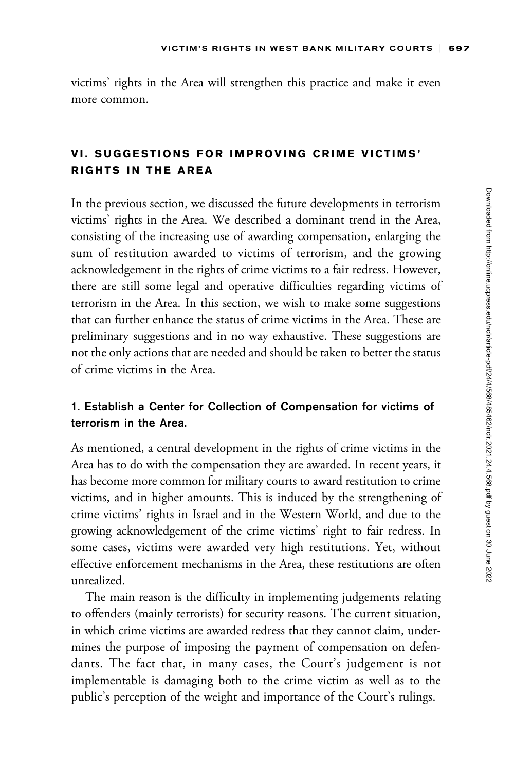victims' rights in the Area will strengthen this practice and make it even more common.

## VI. SUGGESTIONS FOR IMPROVING CRIME VICTIMS' RIGHTS IN THE AREA

In the previous section, we discussed the future developments in terrorism victims' rights in the Area. We described a dominant trend in the Area, consisting of the increasing use of awarding compensation, enlarging the sum of restitution awarded to victims of terrorism, and the growing acknowledgement in the rights of crime victims to a fair redress. However, there are still some legal and operative difficulties regarding victims of terrorism in the Area. In this section, we wish to make some suggestions that can further enhance the status of crime victims in the Area. These are preliminary suggestions and in no way exhaustive. These suggestions are not the only actions that are needed and should be taken to better the status of crime victims in the Area.

### 1. Establish a Center for Collection of Compensation for victims of terrorism in the Area.

As mentioned, a central development in the rights of crime victims in the Area has to do with the compensation they are awarded. In recent years, it has become more common for military courts to award restitution to crime victims, and in higher amounts. This is induced by the strengthening of crime victims' rights in Israel and in the Western World, and due to the growing acknowledgement of the crime victims' right to fair redress. In some cases, victims were awarded very high restitutions. Yet, without effective enforcement mechanisms in the Area, these restitutions are often unrealized.

The main reason is the difficulty in implementing judgements relating to offenders (mainly terrorists) for security reasons. The current situation, in which crime victims are awarded redress that they cannot claim, undermines the purpose of imposing the payment of compensation on defendants. The fact that, in many cases, the Court's judgement is not implementable is damaging both to the crime victim as well as to the public's perception of the weight and importance of the Court's rulings.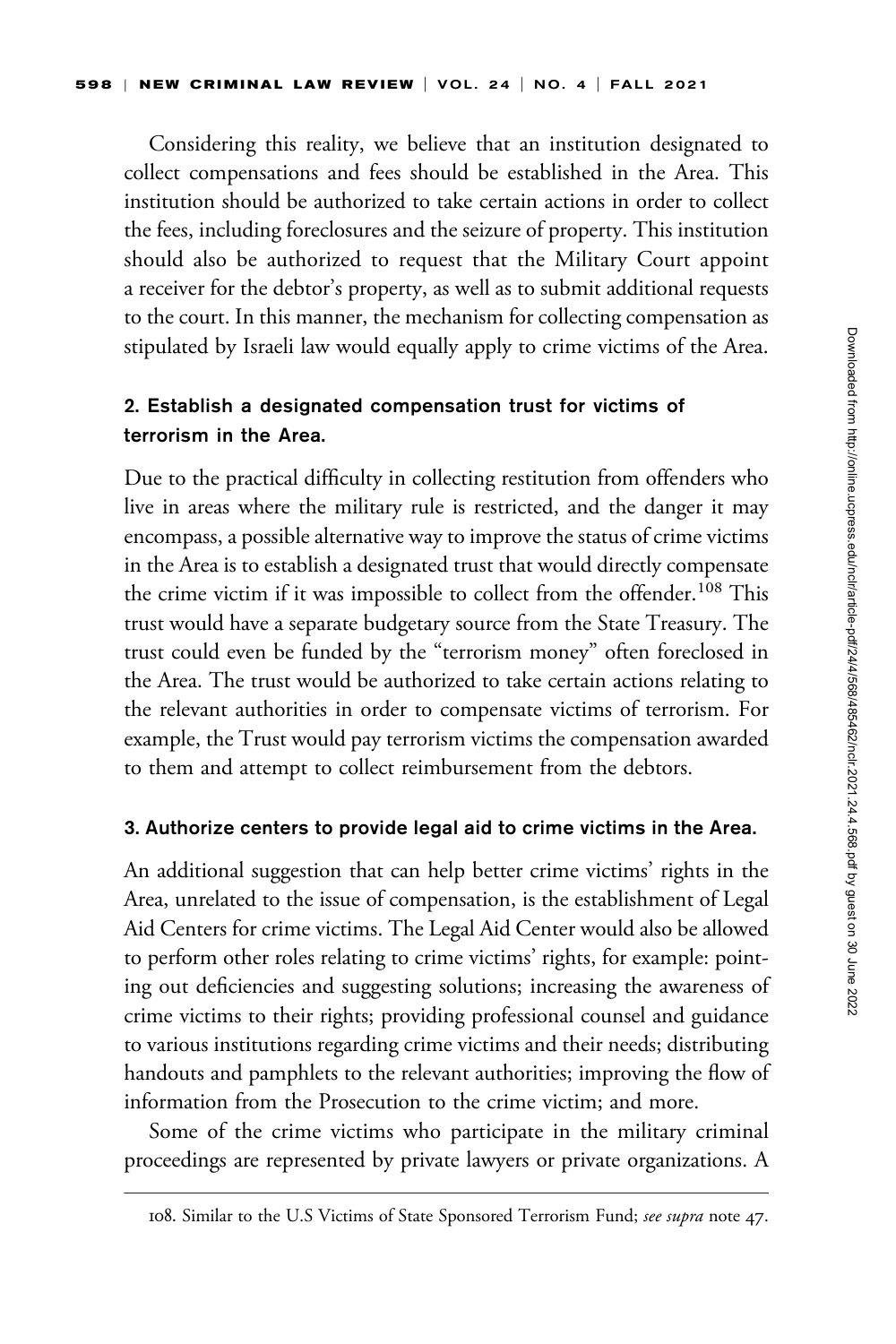Considering this reality, we believe that an institution designated to collect compensations and fees should be established in the Area. This institution should be authorized to take certain actions in order to collect the fees, including foreclosures and the seizure of property. This institution should also be authorized to request that the Military Court appoint a receiver for the debtor's property, as well as to submit additional requests to the court. In this manner, the mechanism for collecting compensation as stipulated by Israeli law would equally apply to crime victims of the Area.

### 2. Establish a designated compensation trust for victims of terrorism in the Area.

Due to the practical difficulty in collecting restitution from offenders who live in areas where the military rule is restricted, and the danger it may encompass, a possible alternative way to improve the status of crime victims in the Area is to establish a designated trust that would directly compensate the crime victim if it was impossible to collect from the offender.[108] This trust would have a separate budgetary source from the State Treasury. The trust could even be funded by the "terrorism money" often foreclosed in the Area. The trust would be authorized to take certain actions relating to the relevant authorities in order to compensate victims of terrorism. For example, the Trust would pay terrorism victims the compensation awarded to them and attempt to collect reimbursement from the debtors.

### 3. Authorize centers to provide legal aid to crime victims in the Area.

An additional suggestion that can help better crime victims' rights in the Area, unrelated to the issue of compensation, is the establishment of Legal Aid Centers for crime victims. The Legal Aid Center would also be allowed to perform other roles relating to crime victims' rights, for example: pointing out deficiencies and suggesting solutions; increasing the awareness of crime victims to their rights; providing professional counsel and guidance to various institutions regarding crime victims and their needs; distributing handouts and pamphlets to the relevant authorities; improving the flow of information from the Prosecution to the crime victim; and more.

Some of the crime victims who participate in the military criminal proceedings are represented by private lawyers or private organizations. A

---

108. Similar to the U.S Victims of State Sponsored Terrorism Fund; *see supra* note 47.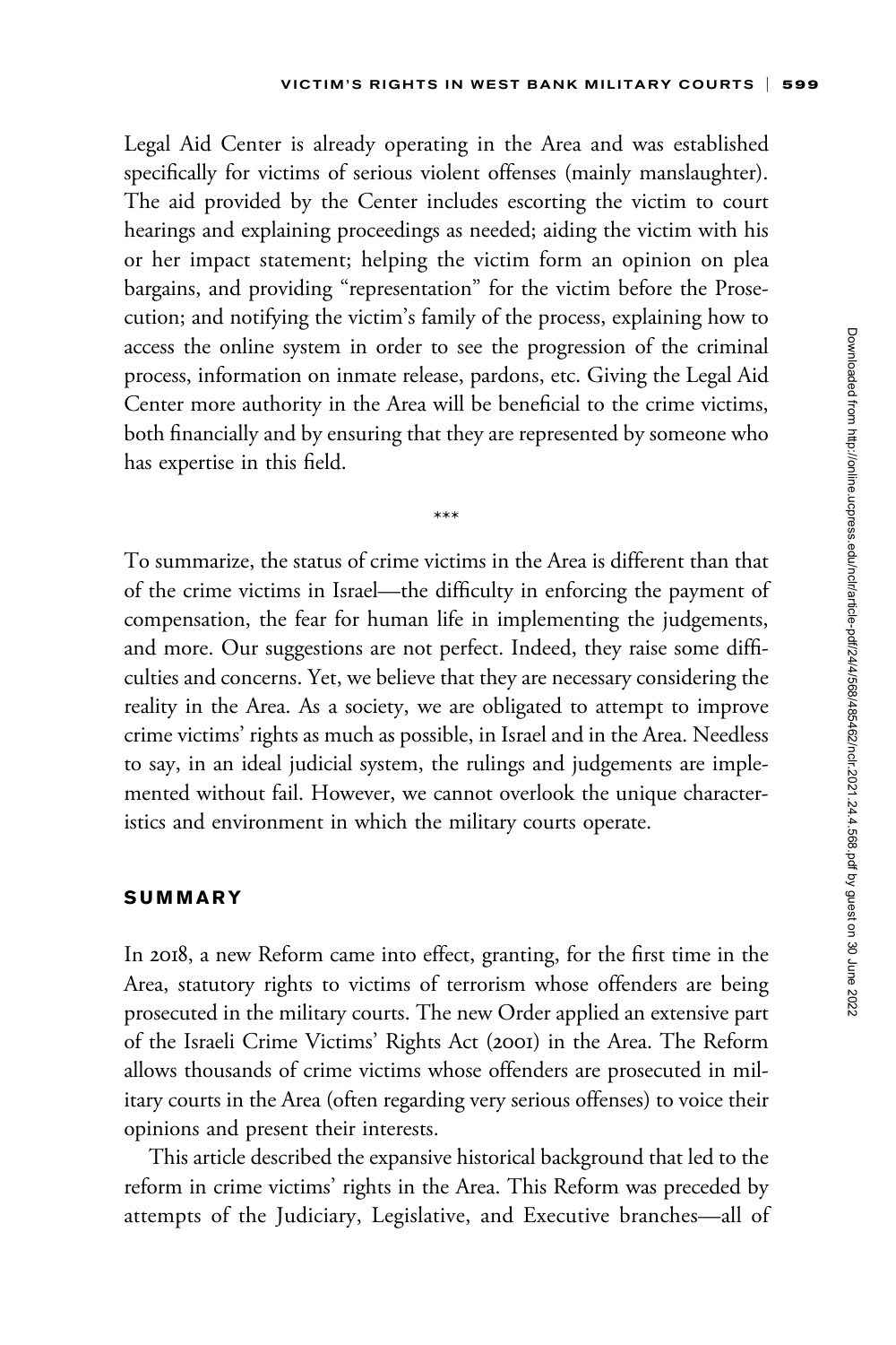Legal Aid Center is already operating in the Area and was established specifically for victims of serious violent offenses (mainly manslaughter). The aid provided by the Center includes escorting the victim to court hearings and explaining proceedings as needed; aiding the victim with his or her impact statement; helping the victim form an opinion on plea bargains, and providing "representation" for the victim before the Prosecution; and notifying the victim's family of the process, explaining how to access the online system in order to see the progression of the criminal process, information on inmate release, pardons, etc. Giving the Legal Aid Center more authority in the Area will be beneficial to the crime victims, both financially and by ensuring that they are represented by someone who has expertise in this field.

\*\*\*

To summarize, the status of crime victims in the Area is different than that of the crime victims in Israel—the difficulty in enforcing the payment of compensation, the fear for human life in implementing the judgements, and more. Our suggestions are not perfect. Indeed, they raise some difficulties and concerns. Yet, we believe that they are necessary considering the reality in the Area. As a society, we are obligated to attempt to improve crime victims' rights as much as possible, in Israel and in the Area. Needless to say, in an ideal judicial system, the rulings and judgements are implemented without fail. However, we cannot overlook the unique characteristics and environment in which the military courts operate.

## SUMMARY

In 2018, a new Reform came into effect, granting, for the first time in the Area, statutory rights to victims of terrorism whose offenders are being prosecuted in the military courts. The new Order applied an extensive part of the Israeli Crime Victims' Rights Act (2001) in the Area. The Reform allows thousands of crime victims whose offenders are prosecuted in military courts in the Area (often regarding very serious offenses) to voice their opinions and present their interests.

This article described the expansive historical background that led to the reform in crime victims' rights in the Area. This Reform was preceded by attempts of the Judiciary, Legislative, and Executive branches—all of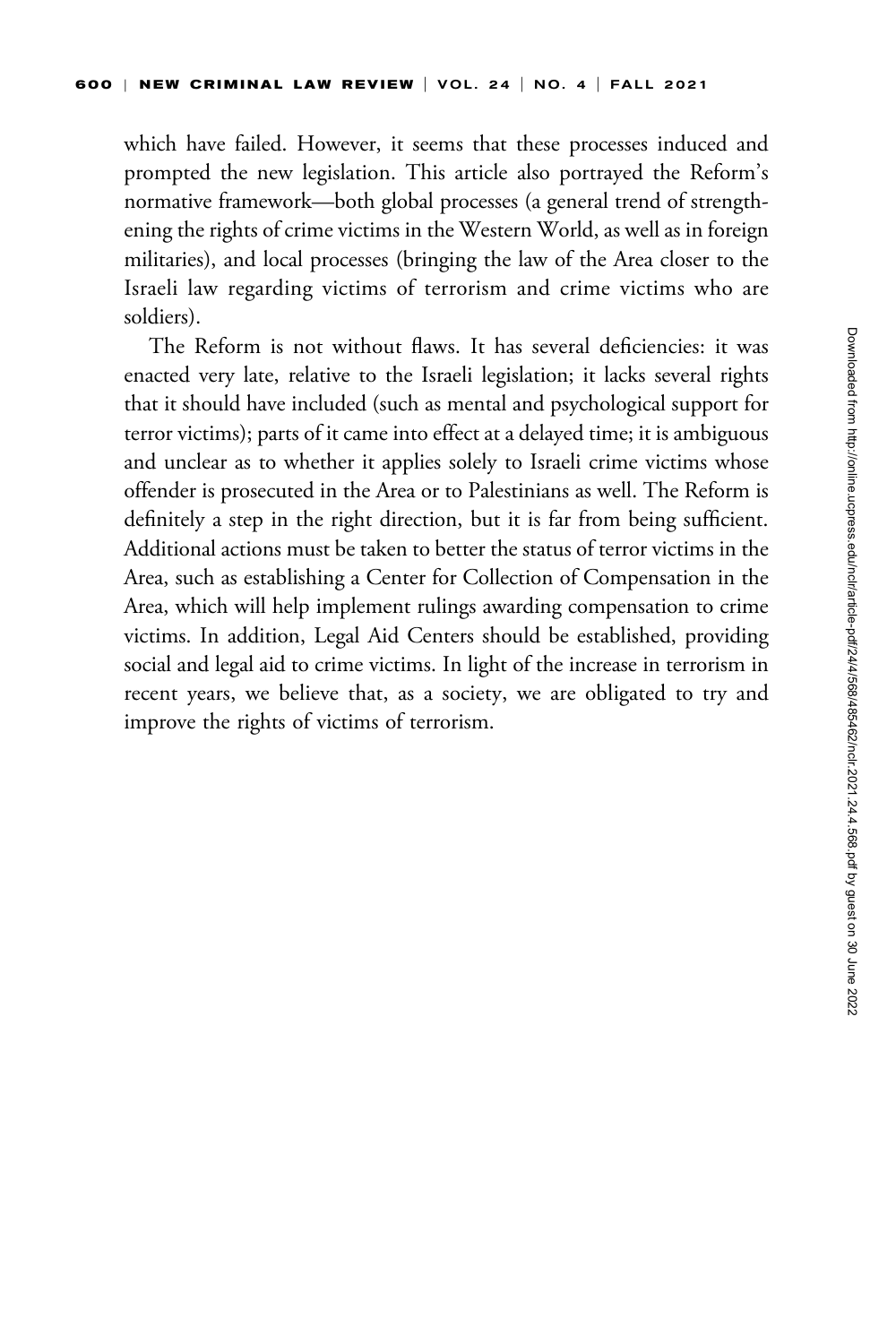which have failed. However, it seems that these processes induced and prompted the new legislation. This article also portrayed the Reform's normative framework—both global processes (a general trend of strengthening the rights of crime victims in the Western World, as well as in foreign militaries), and local processes (bringing the law of the Area closer to the Israeli law regarding victims of terrorism and crime victims who are soldiers).

The Reform is not without flaws. It has several deficiencies: it was enacted very late, relative to the Israeli legislation; it lacks several rights that it should have included (such as mental and psychological support for terror victims); parts of it came into effect at a delayed time; it is ambiguous and unclear as to whether it applies solely to Israeli crime victims whose offender is prosecuted in the Area or to Palestinians as well. The Reform is definitely a step in the right direction, but it is far from being sufficient. Additional actions must be taken to better the status of terror victims in the Area, such as establishing a Center for Collection of Compensation in the Area, which will help implement rulings awarding compensation to crime victims. In addition, Legal Aid Centers should be established, providing social and legal aid to crime victims. In light of the increase in terrorism in recent years, we believe that, as a society, we are obligated to try and improve the rights of victims of terrorism.